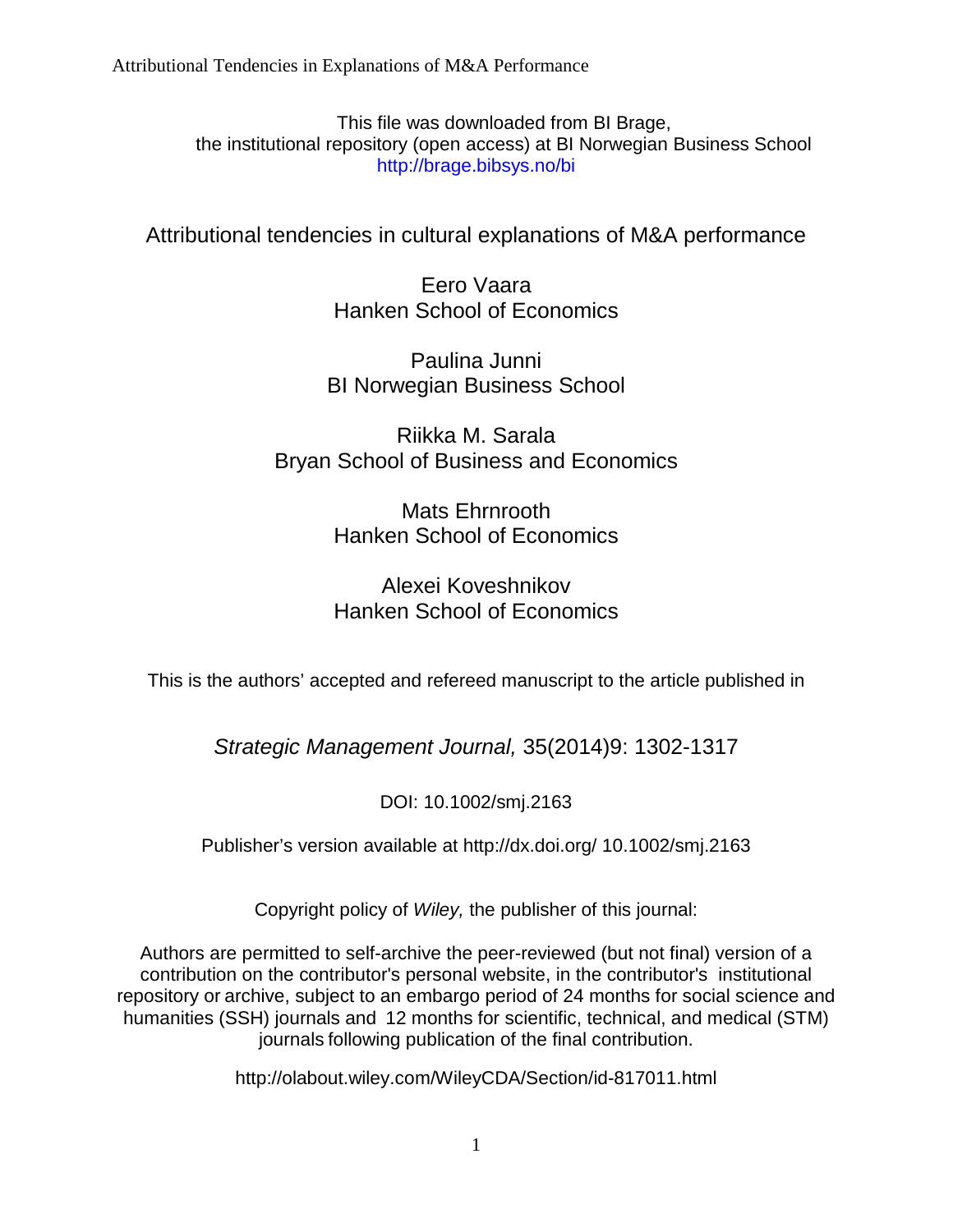This file was downloaded from BI Brage,
the institutional repository (open access) at BI Norwegian Business School
http://brage.bibsys.no/bi

# Attributional tendencies in cultural explanations of M&A performance

Eero Vaara
Hanken School of Economics

Paulina Junni
BI Norwegian Business School

Riikka M. Sarala
Bryan School of Business and Economics

Mats Ehrnrooth
Hanken School of Economics

Alexei Koveshnikov
Hanken School of Economics

This is the authors' accepted and refereed manuscript to the article published in

*Strategic Management Journal,* 35(2014)9: 1302-1317

DOI: 10.1002/smj.2163

Publisher's version available at http://dx.doi.org/ 10.1002/smj.2163

Copyright policy of *Wiley,* the publisher of this journal:

Authors are permitted to self-archive the peer-reviewed (but not final) version of a contribution on the contributor's personal website, in the contributor's institutional repository or archive, subject to an embargo period of 24 months for social science and humanities (SSH) journals and 12 months for scientific, technical, and medical (STM) journals following publication of the final contribution.

http://olabout.wiley.com/WileyCDA/Section/id-817011.html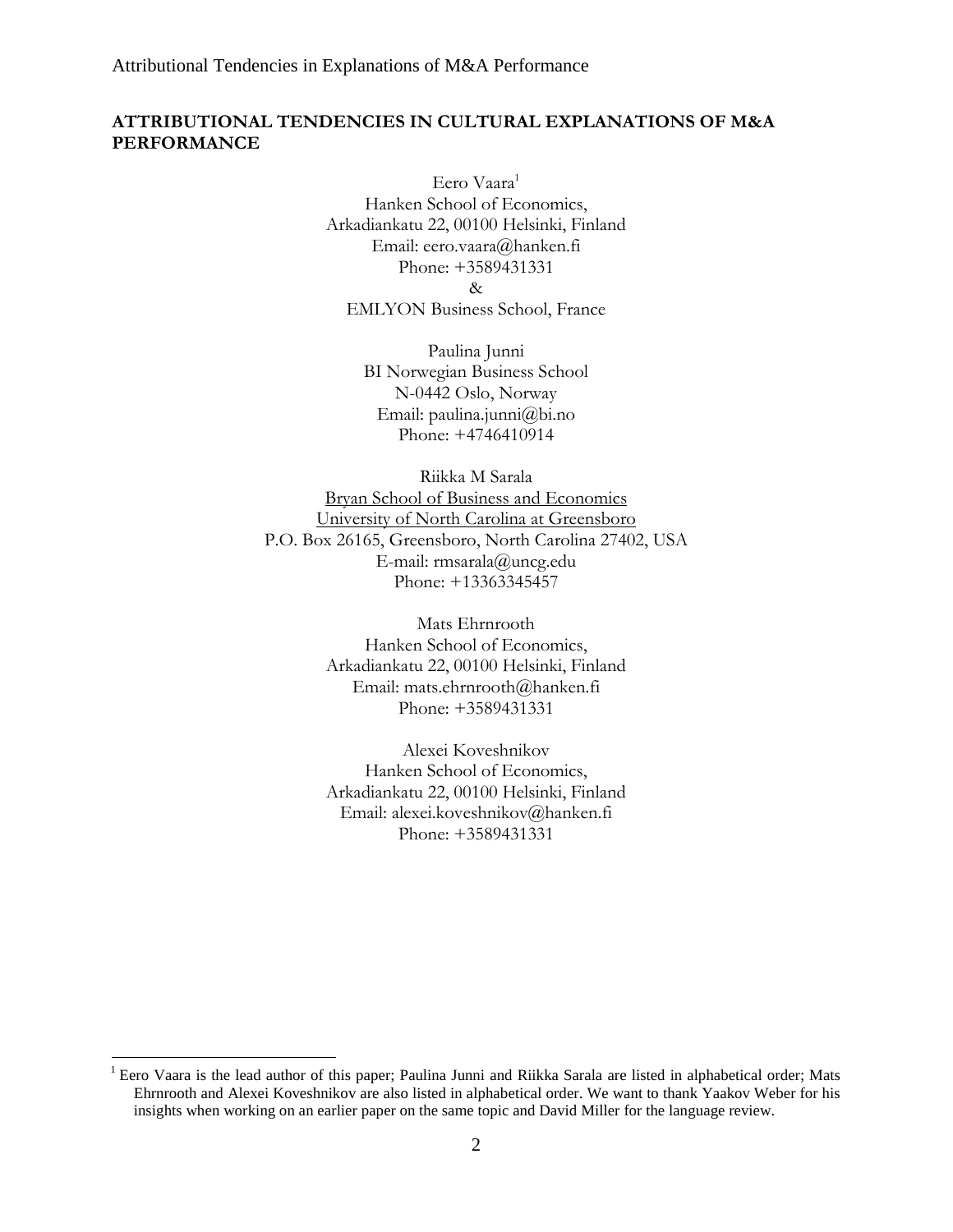# ATTRIBUTIONAL TENDENCIES IN CULTURAL EXPLANATIONS OF M&A PERFORMANCE

Eero Vaara[1]
Hanken School of Economics,
Arkadiankatu 22, 00100 Helsinki, Finland
Email: eero.vaara@hanken.fi
Phone: +3589431331
&
EMLYON Business School, France

Paulina Junni
BI Norwegian Business School
N-0442 Oslo, Norway
Email: paulina.junni@bi.no
Phone: +4746410914

Riikka M Sarala
Bryan School of Business and Economics
University of North Carolina at Greensboro
P.O. Box 26165, Greensboro, North Carolina 27402, USA
E-mail: rmsarala@uncg.edu
Phone: +13363345457

Mats Ehrnrooth
Hanken School of Economics,
Arkadiankatu 22, 00100 Helsinki, Finland
Email: mats.ehrnrooth@hanken.fi
Phone: +3589431331

Alexei Koveshnikov
Hanken School of Economics,
Arkadiankatu 22, 00100 Helsinki, Finland
Email: alexei.koveshnikov@hanken.fi
Phone: +3589431331

[1] Eero Vaara is the lead author of this paper; Paulina Junni and Riikka Sarala are listed in alphabetical order; Mats Ehrnrooth and Alexei Koveshnikov are also listed in alphabetical order. We want to thank Yaakov Weber for his insights when working on an earlier paper on the same topic and David Miller for the language review.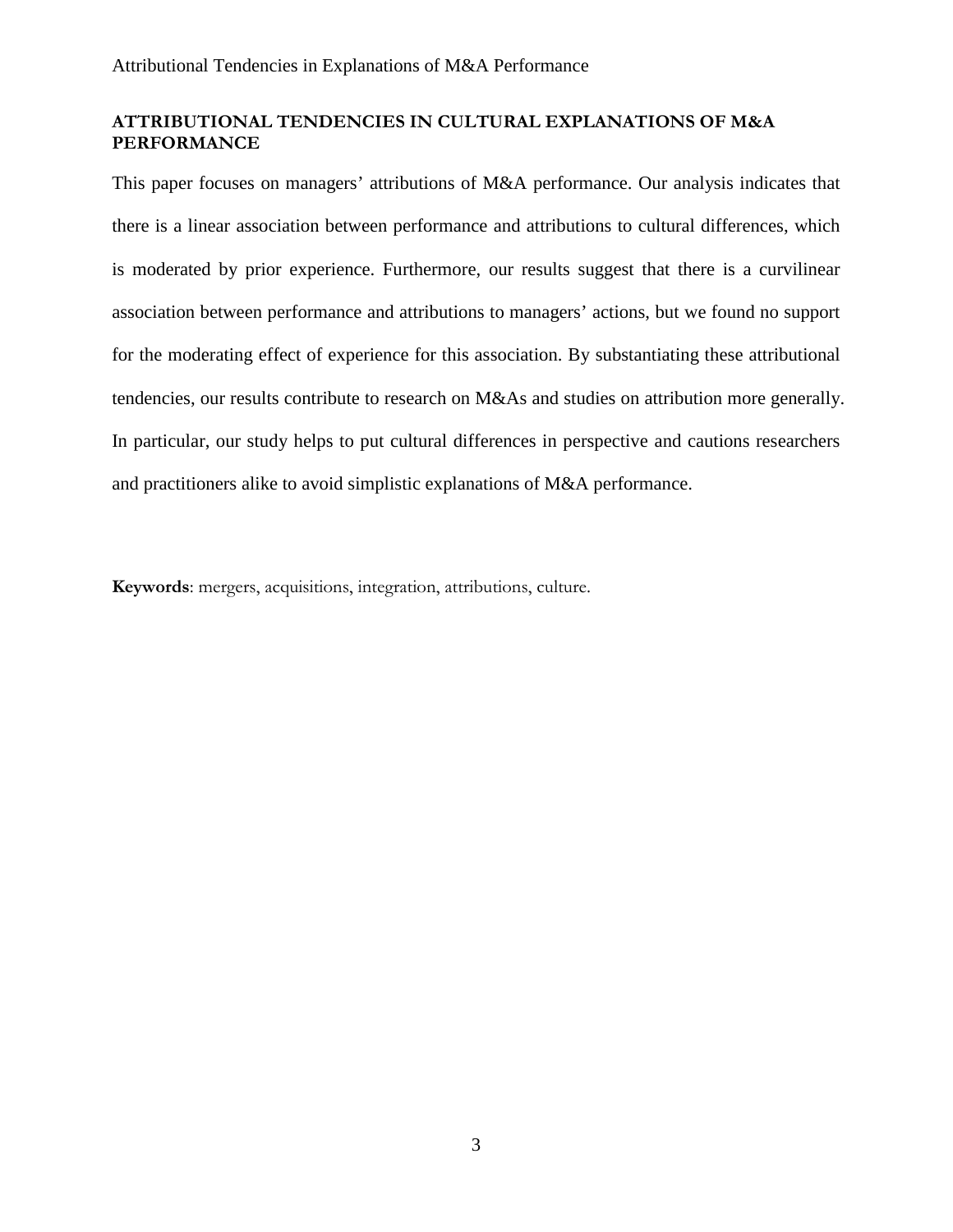# ATTRIBUTIONAL TENDENCIES IN CULTURAL EXPLANATIONS OF M&A PERFORMANCE

This paper focuses on managers' attributions of M&A performance. Our analysis indicates that there is a linear association between performance and attributions to cultural differences, which is moderated by prior experience. Furthermore, our results suggest that there is a curvilinear association between performance and attributions to managers' actions, but we found no support for the moderating effect of experience for this association. By substantiating these attributional tendencies, our results contribute to research on M&As and studies on attribution more generally. In particular, our study helps to put cultural differences in perspective and cautions researchers and practitioners alike to avoid simplistic explanations of M&A performance.

**Keywords**: mergers, acquisitions, integration, attributions, culture.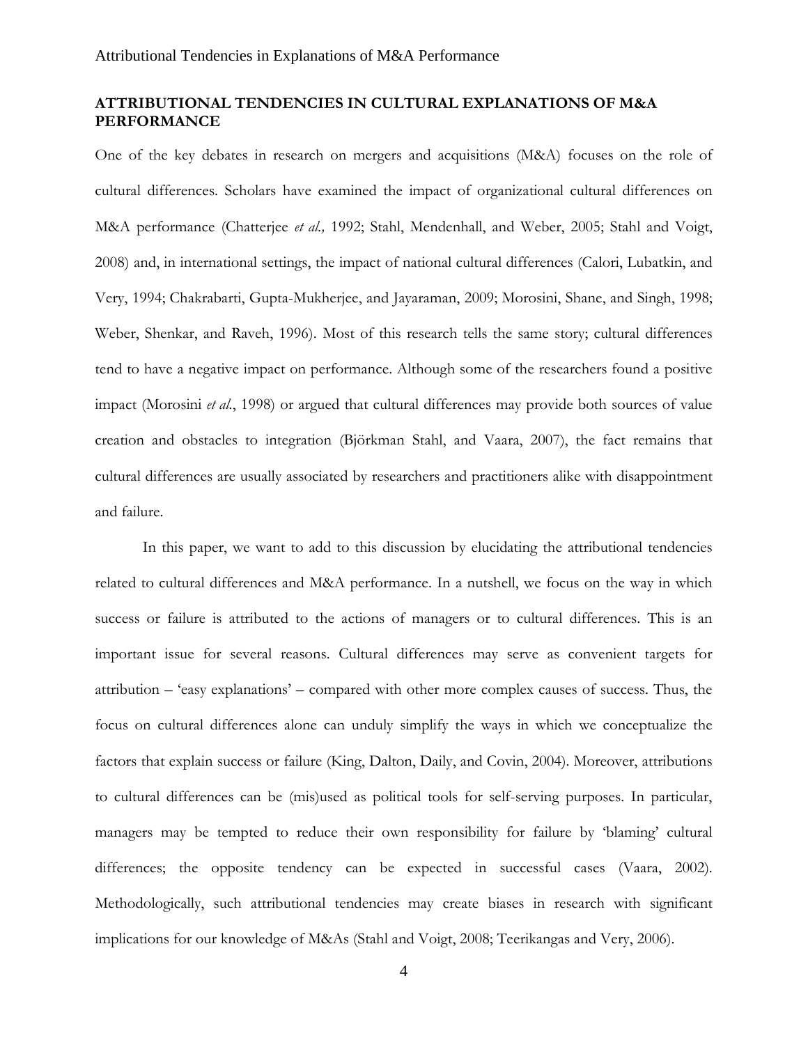## ATTRIBUTIONAL TENDENCIES IN CULTURAL EXPLANATIONS OF M&A PERFORMANCE

One of the key debates in research on mergers and acquisitions (M&A) focuses on the role of cultural differences. Scholars have examined the impact of organizational cultural differences on M&A performance (Chatterjee *et al.,* 1992; Stahl, Mendenhall, and Weber, 2005; Stahl and Voigt, 2008) and, in international settings, the impact of national cultural differences (Calori, Lubatkin, and Very, 1994; Chakrabarti, Gupta-Mukherjee, and Jayaraman, 2009; Morosini, Shane, and Singh, 1998; Weber, Shenkar, and Raveh, 1996). Most of this research tells the same story; cultural differences tend to have a negative impact on performance. Although some of the researchers found a positive impact (Morosini *et al.*, 1998) or argued that cultural differences may provide both sources of value creation and obstacles to integration (Björkman Stahl, and Vaara, 2007), the fact remains that cultural differences are usually associated by researchers and practitioners alike with disappointment and failure.

In this paper, we want to add to this discussion by elucidating the attributional tendencies related to cultural differences and M&A performance. In a nutshell, we focus on the way in which success or failure is attributed to the actions of managers or to cultural differences. This is an important issue for several reasons. Cultural differences may serve as convenient targets for attribution – 'easy explanations' – compared with other more complex causes of success. Thus, the focus on cultural differences alone can unduly simplify the ways in which we conceptualize the factors that explain success or failure (King, Dalton, Daily, and Covin, 2004). Moreover, attributions to cultural differences can be (mis)used as political tools for self-serving purposes. In particular, managers may be tempted to reduce their own responsibility for failure by 'blaming' cultural differences; the opposite tendency can be expected in successful cases (Vaara, 2002). Methodologically, such attributional tendencies may create biases in research with significant implications for our knowledge of M&As (Stahl and Voigt, 2008; Teerikangas and Very, 2006).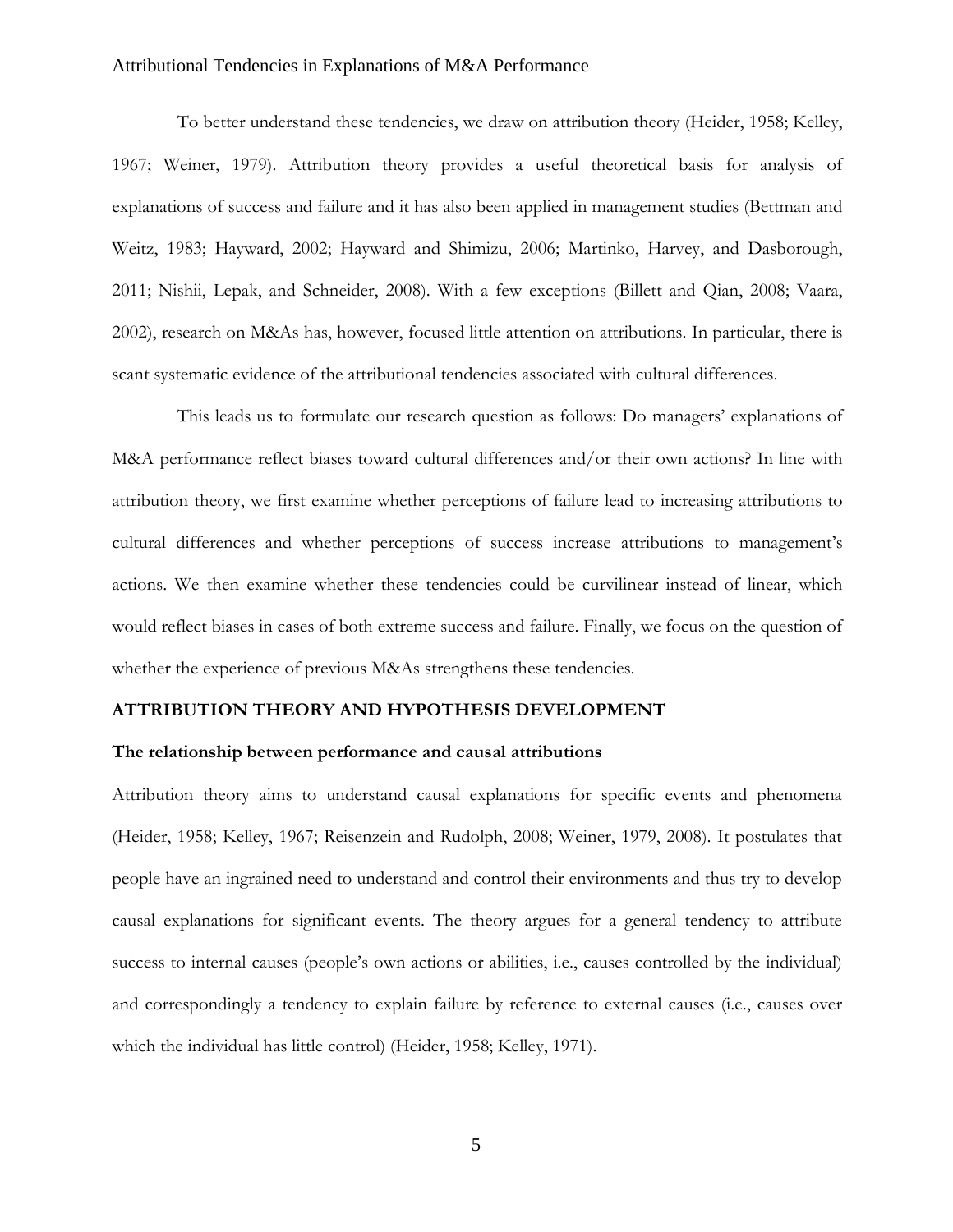To better understand these tendencies, we draw on attribution theory (Heider, 1958; Kelley, 1967; Weiner, 1979). Attribution theory provides a useful theoretical basis for analysis of explanations of success and failure and it has also been applied in management studies (Bettman and Weitz, 1983; Hayward, 2002; Hayward and Shimizu, 2006; Martinko, Harvey, and Dasborough, 2011; Nishii, Lepak, and Schneider, 2008). With a few exceptions (Billett and Qian, 2008; Vaara, 2002), research on M&As has, however, focused little attention on attributions. In particular, there is scant systematic evidence of the attributional tendencies associated with cultural differences.

This leads us to formulate our research question as follows: Do managers' explanations of M&A performance reflect biases toward cultural differences and/or their own actions? In line with attribution theory, we first examine whether perceptions of failure lead to increasing attributions to cultural differences and whether perceptions of success increase attributions to management's actions. We then examine whether these tendencies could be curvilinear instead of linear, which would reflect biases in cases of both extreme success and failure. Finally, we focus on the question of whether the experience of previous M&As strengthens these tendencies.

## ATTRIBUTION THEORY AND HYPOTHESIS DEVELOPMENT

### The relationship between performance and causal attributions

Attribution theory aims to understand causal explanations for specific events and phenomena (Heider, 1958; Kelley, 1967; Reisenzein and Rudolph, 2008; Weiner, 1979, 2008). It postulates that people have an ingrained need to understand and control their environments and thus try to develop causal explanations for significant events. The theory argues for a general tendency to attribute success to internal causes (people's own actions or abilities, i.e., causes controlled by the individual) and correspondingly a tendency to explain failure by reference to external causes (i.e., causes over which the individual has little control) (Heider, 1958; Kelley, 1971).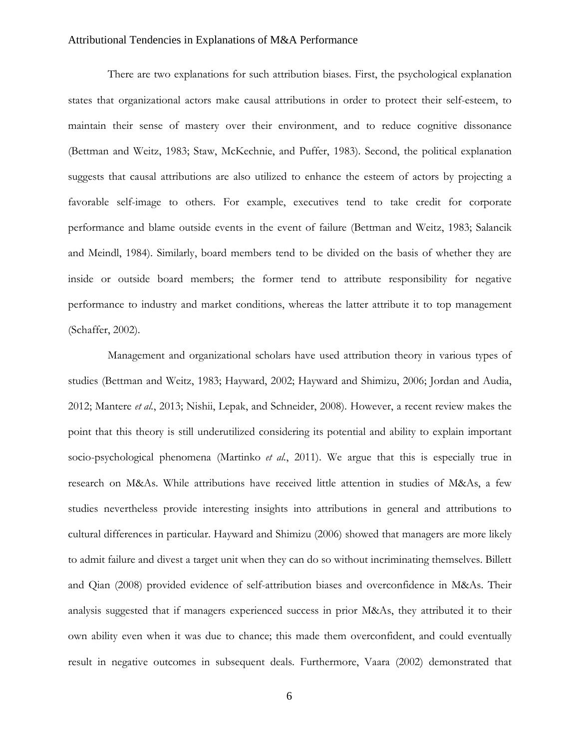There are two explanations for such attribution biases. First, the psychological explanation states that organizational actors make causal attributions in order to protect their self-esteem, to maintain their sense of mastery over their environment, and to reduce cognitive dissonance (Bettman and Weitz, 1983; Staw, McKechnie, and Puffer, 1983). Second, the political explanation suggests that causal attributions are also utilized to enhance the esteem of actors by projecting a favorable self-image to others. For example, executives tend to take credit for corporate performance and blame outside events in the event of failure (Bettman and Weitz, 1983; Salancik and Meindl, 1984). Similarly, board members tend to be divided on the basis of whether they are inside or outside board members; the former tend to attribute responsibility for negative performance to industry and market conditions, whereas the latter attribute it to top management (Schaffer, 2002).

Management and organizational scholars have used attribution theory in various types of studies (Bettman and Weitz, 1983; Hayward, 2002; Hayward and Shimizu, 2006; Jordan and Audia, 2012; Mantere *et al.*, 2013; Nishii, Lepak, and Schneider, 2008). However, a recent review makes the point that this theory is still underutilized considering its potential and ability to explain important socio-psychological phenomena (Martinko *et al.*, 2011). We argue that this is especially true in research on M&As. While attributions have received little attention in studies of M&As, a few studies nevertheless provide interesting insights into attributions in general and attributions to cultural differences in particular. Hayward and Shimizu (2006) showed that managers are more likely to admit failure and divest a target unit when they can do so without incriminating themselves. Billett and Qian (2008) provided evidence of self-attribution biases and overconfidence in M&As. Their analysis suggested that if managers experienced success in prior M&As, they attributed it to their own ability even when it was due to chance; this made them overconfident, and could eventually result in negative outcomes in subsequent deals. Furthermore, Vaara (2002) demonstrated that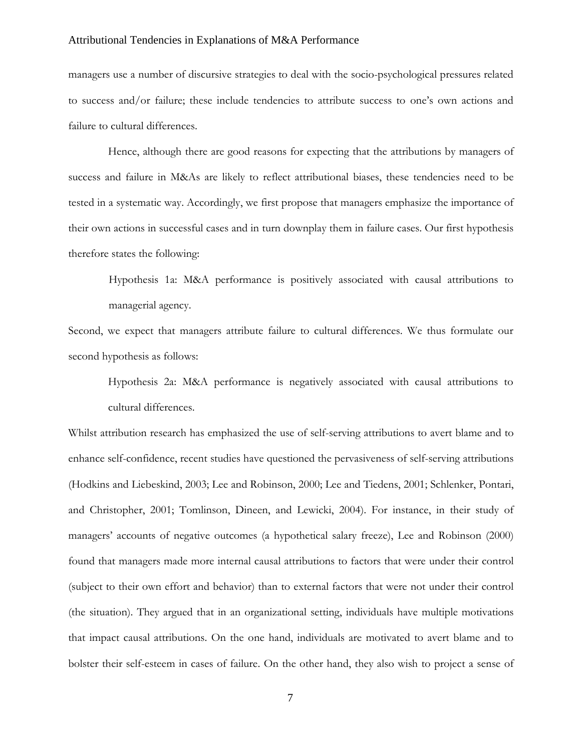managers use a number of discursive strategies to deal with the socio-psychological pressures related to success and/or failure; these include tendencies to attribute success to one's own actions and failure to cultural differences.

Hence, although there are good reasons for expecting that the attributions by managers of success and failure in M&As are likely to reflect attributional biases, these tendencies need to be tested in a systematic way. Accordingly, we first propose that managers emphasize the importance of their own actions in successful cases and in turn downplay them in failure cases. Our first hypothesis therefore states the following:

> Hypothesis 1a: M&A performance is positively associated with causal attributions to managerial agency.

Second, we expect that managers attribute failure to cultural differences. We thus formulate our second hypothesis as follows:

> Hypothesis 2a: M&A performance is negatively associated with causal attributions to cultural differences.

Whilst attribution research has emphasized the use of self-serving attributions to avert blame and to enhance self-confidence, recent studies have questioned the pervasiveness of self-serving attributions (Hodkins and Liebeskind, 2003; Lee and Robinson, 2000; Lee and Tiedens, 2001; Schlenker, Pontari, and Christopher, 2001; Tomlinson, Dineen, and Lewicki, 2004). For instance, in their study of managers' accounts of negative outcomes (a hypothetical salary freeze), Lee and Robinson (2000) found that managers made more internal causal attributions to factors that were under their control (subject to their own effort and behavior) than to external factors that were not under their control (the situation). They argued that in an organizational setting, individuals have multiple motivations that impact causal attributions. On the one hand, individuals are motivated to avert blame and to bolster their self-esteem in cases of failure. On the other hand, they also wish to project a sense of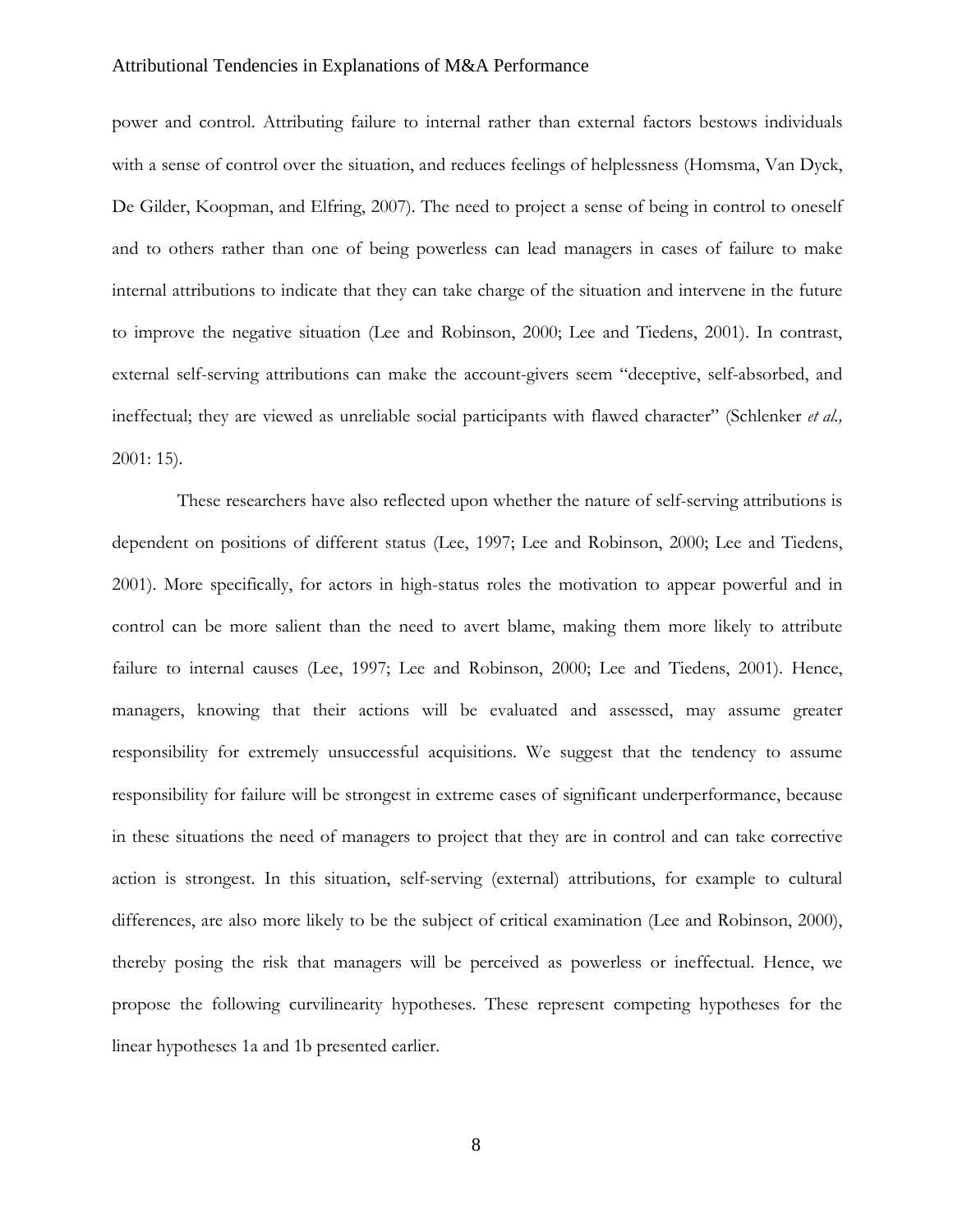power and control. Attributing failure to internal rather than external factors bestows individuals with a sense of control over the situation, and reduces feelings of helplessness (Homsma, Van Dyck, De Gilder, Koopman, and Elfring, 2007). The need to project a sense of being in control to oneself and to others rather than one of being powerless can lead managers in cases of failure to make internal attributions to indicate that they can take charge of the situation and intervene in the future to improve the negative situation (Lee and Robinson, 2000; Lee and Tiedens, 2001). In contrast, external self-serving attributions can make the account-givers seem "deceptive, self-absorbed, and ineffectual; they are viewed as unreliable social participants with flawed character" (Schlenker *et al.,* 2001: 15).

These researchers have also reflected upon whether the nature of self-serving attributions is dependent on positions of different status (Lee, 1997; Lee and Robinson, 2000; Lee and Tiedens, 2001). More specifically, for actors in high-status roles the motivation to appear powerful and in control can be more salient than the need to avert blame, making them more likely to attribute failure to internal causes (Lee, 1997; Lee and Robinson, 2000; Lee and Tiedens, 2001). Hence, managers, knowing that their actions will be evaluated and assessed, may assume greater responsibility for extremely unsuccessful acquisitions. We suggest that the tendency to assume responsibility for failure will be strongest in extreme cases of significant underperformance, because in these situations the need of managers to project that they are in control and can take corrective action is strongest. In this situation, self-serving (external) attributions, for example to cultural differences, are also more likely to be the subject of critical examination (Lee and Robinson, 2000), thereby posing the risk that managers will be perceived as powerless or ineffectual. Hence, we propose the following curvilinearity hypotheses. These represent competing hypotheses for the linear hypotheses 1a and 1b presented earlier.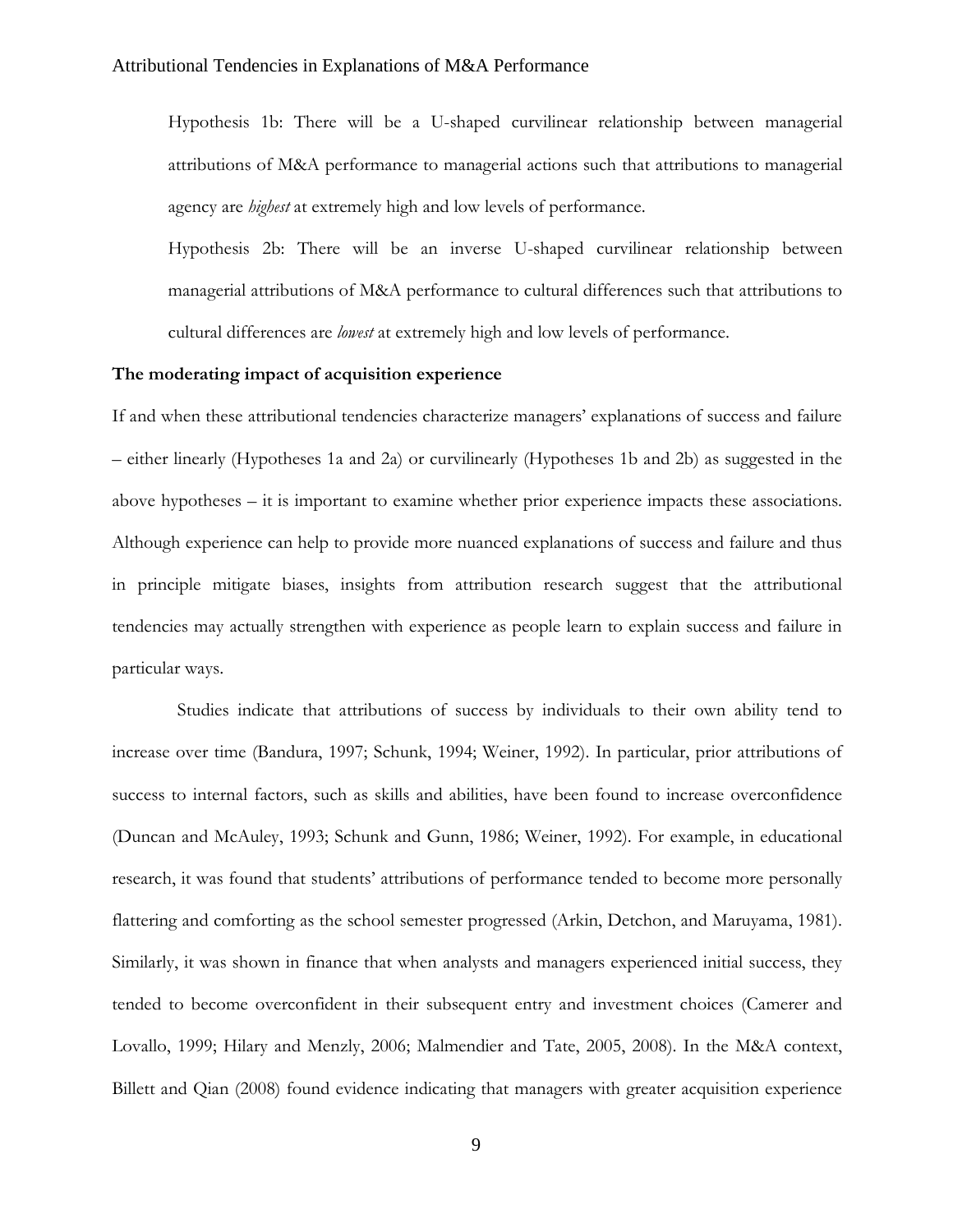Hypothesis 1b: There will be a U-shaped curvilinear relationship between managerial attributions of M&A performance to managerial actions such that attributions to managerial agency are *highest* at extremely high and low levels of performance.

Hypothesis 2b: There will be an inverse U-shaped curvilinear relationship between managerial attributions of M&A performance to cultural differences such that attributions to cultural differences are *lowest* at extremely high and low levels of performance.

**The moderating impact of acquisition experience**

If and when these attributional tendencies characterize managers' explanations of success and failure – either linearly (Hypotheses 1a and 2a) or curvilinearly (Hypotheses 1b and 2b) as suggested in the above hypotheses – it is important to examine whether prior experience impacts these associations. Although experience can help to provide more nuanced explanations of success and failure and thus in principle mitigate biases, insights from attribution research suggest that the attributional tendencies may actually strengthen with experience as people learn to explain success and failure in particular ways.

Studies indicate that attributions of success by individuals to their own ability tend to increase over time (Bandura, 1997; Schunk, 1994; Weiner, 1992). In particular, prior attributions of success to internal factors, such as skills and abilities, have been found to increase overconfidence (Duncan and McAuley, 1993; Schunk and Gunn, 1986; Weiner, 1992). For example, in educational research, it was found that students' attributions of performance tended to become more personally flattering and comforting as the school semester progressed (Arkin, Detchon, and Maruyama, 1981). Similarly, it was shown in finance that when analysts and managers experienced initial success, they tended to become overconfident in their subsequent entry and investment choices (Camerer and Lovallo, 1999; Hilary and Menzly, 2006; Malmendier and Tate, 2005, 2008). In the M&A context, Billett and Qian (2008) found evidence indicating that managers with greater acquisition experience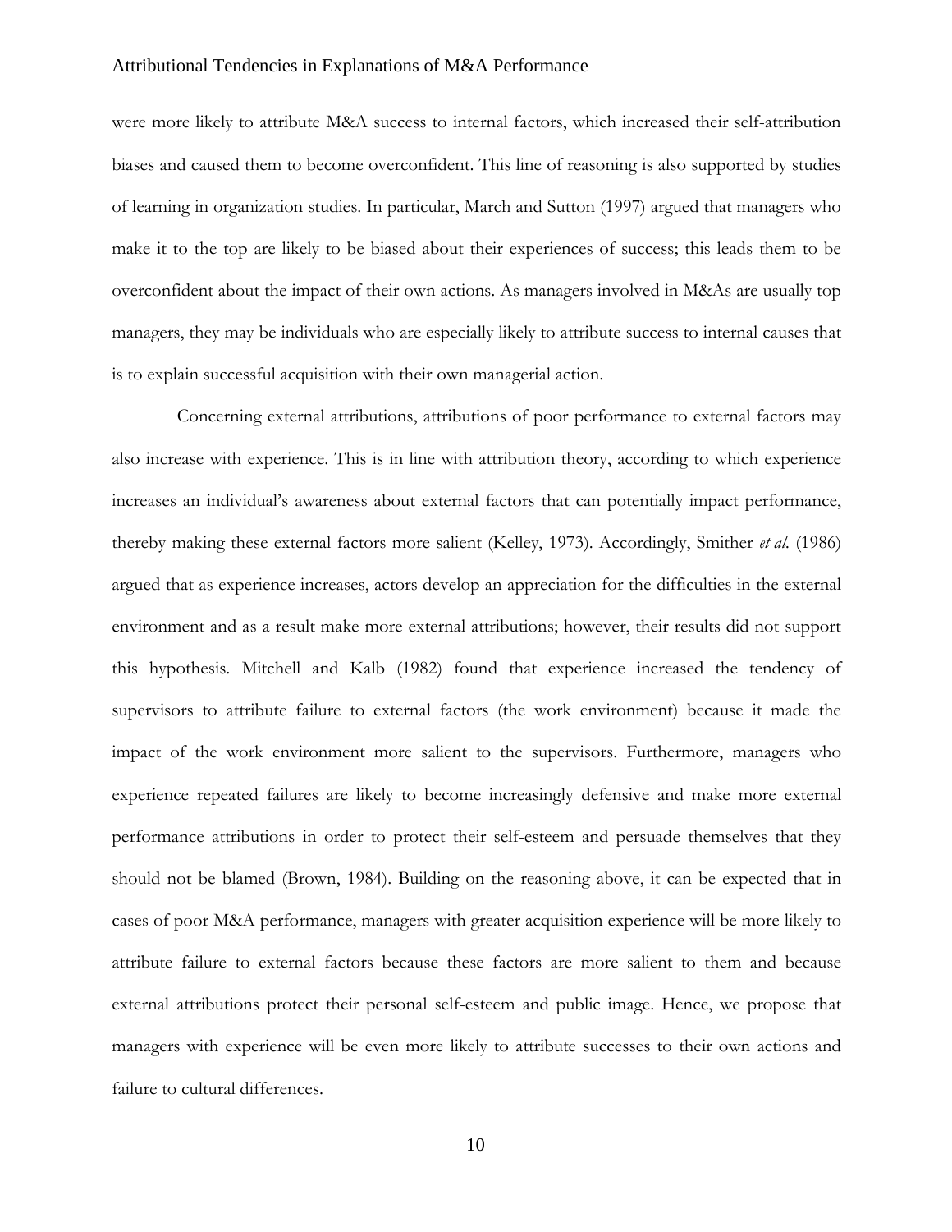were more likely to attribute M&A success to internal factors, which increased their self-attribution biases and caused them to become overconfident. This line of reasoning is also supported by studies of learning in organization studies. In particular, March and Sutton (1997) argued that managers who make it to the top are likely to be biased about their experiences of success; this leads them to be overconfident about the impact of their own actions. As managers involved in M&As are usually top managers, they may be individuals who are especially likely to attribute success to internal causes that is to explain successful acquisition with their own managerial action.

Concerning external attributions, attributions of poor performance to external factors may also increase with experience. This is in line with attribution theory, according to which experience increases an individual's awareness about external factors that can potentially impact performance, thereby making these external factors more salient (Kelley, 1973). Accordingly, Smither *et al.* (1986) argued that as experience increases, actors develop an appreciation for the difficulties in the external environment and as a result make more external attributions; however, their results did not support this hypothesis. Mitchell and Kalb (1982) found that experience increased the tendency of supervisors to attribute failure to external factors (the work environment) because it made the impact of the work environment more salient to the supervisors. Furthermore, managers who experience repeated failures are likely to become increasingly defensive and make more external performance attributions in order to protect their self-esteem and persuade themselves that they should not be blamed (Brown, 1984). Building on the reasoning above, it can be expected that in cases of poor M&A performance, managers with greater acquisition experience will be more likely to attribute failure to external factors because these factors are more salient to them and because external attributions protect their personal self-esteem and public image. Hence, we propose that managers with experience will be even more likely to attribute successes to their own actions and failure to cultural differences.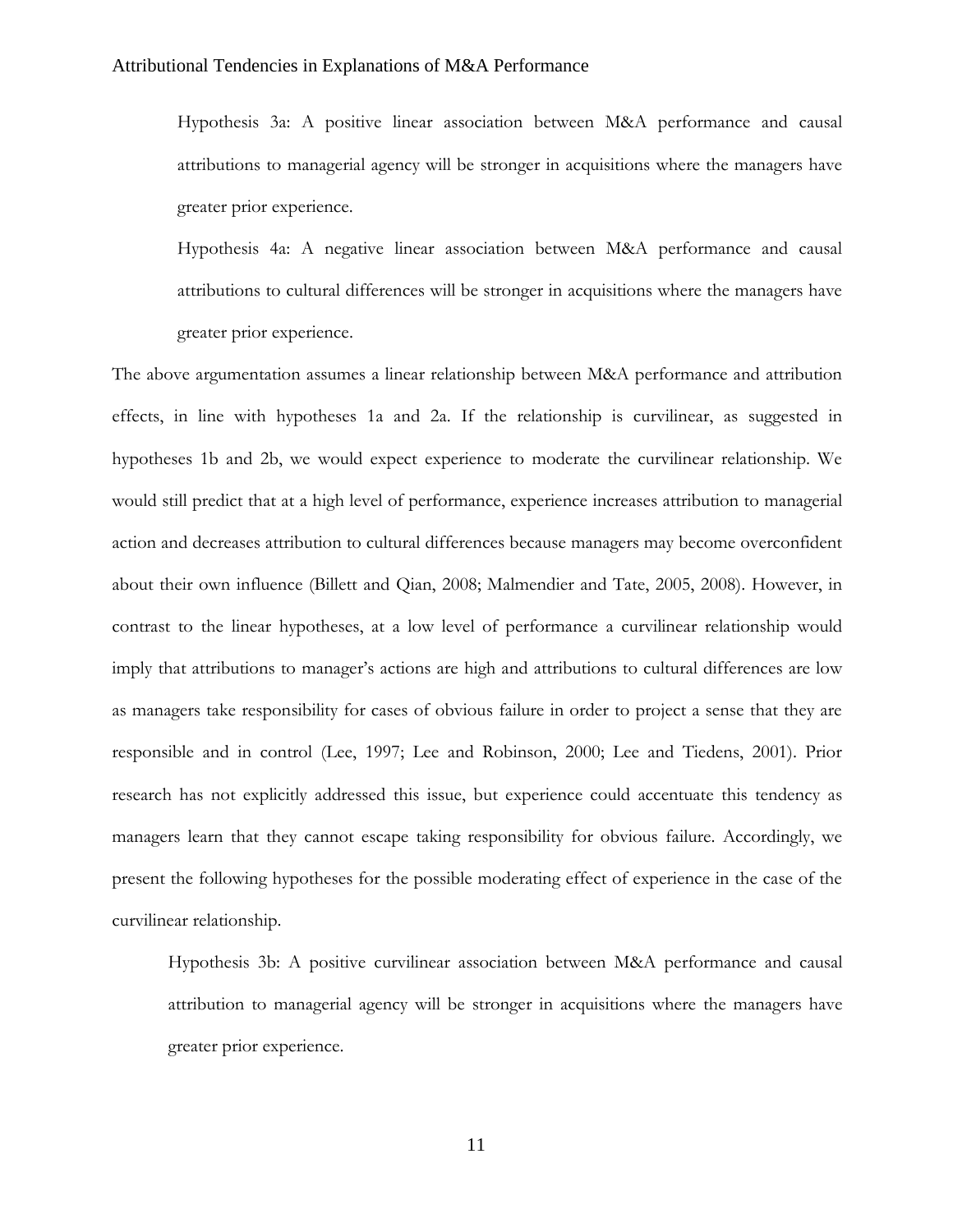Hypothesis 3a: A positive linear association between M&A performance and causal attributions to managerial agency will be stronger in acquisitions where the managers have greater prior experience.

Hypothesis 4a: A negative linear association between M&A performance and causal attributions to cultural differences will be stronger in acquisitions where the managers have greater prior experience.

The above argumentation assumes a linear relationship between M&A performance and attribution effects, in line with hypotheses 1a and 2a. If the relationship is curvilinear, as suggested in hypotheses 1b and 2b, we would expect experience to moderate the curvilinear relationship. We would still predict that at a high level of performance, experience increases attribution to managerial action and decreases attribution to cultural differences because managers may become overconfident about their own influence (Billett and Qian, 2008; Malmendier and Tate, 2005, 2008). However, in contrast to the linear hypotheses, at a low level of performance a curvilinear relationship would imply that attributions to manager's actions are high and attributions to cultural differences are low as managers take responsibility for cases of obvious failure in order to project a sense that they are responsible and in control (Lee, 1997; Lee and Robinson, 2000; Lee and Tiedens, 2001). Prior research has not explicitly addressed this issue, but experience could accentuate this tendency as managers learn that they cannot escape taking responsibility for obvious failure. Accordingly, we present the following hypotheses for the possible moderating effect of experience in the case of the curvilinear relationship.

Hypothesis 3b: A positive curvilinear association between M&A performance and causal attribution to managerial agency will be stronger in acquisitions where the managers have greater prior experience.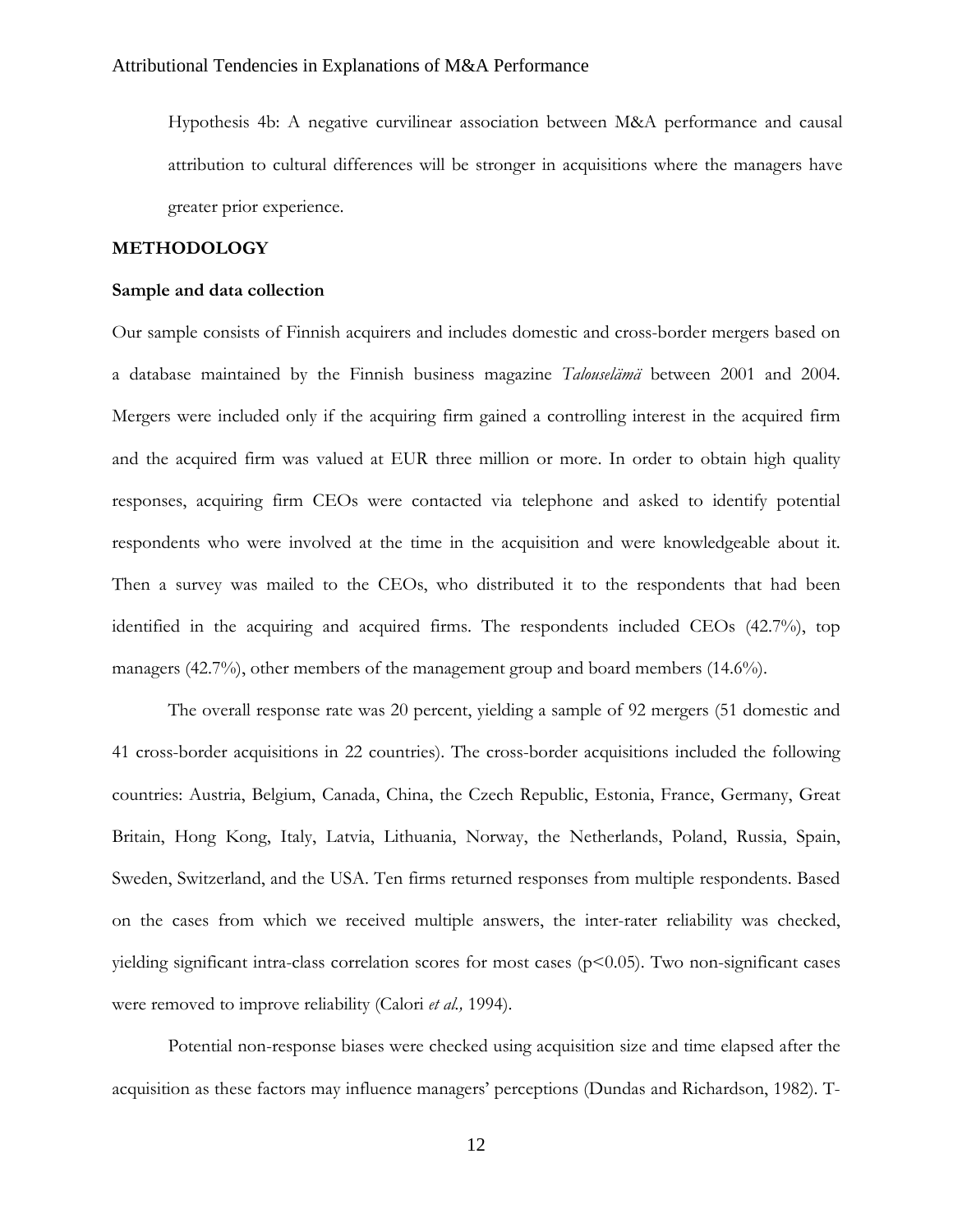Hypothesis 4b: A negative curvilinear association between M&A performance and causal attribution to cultural differences will be stronger in acquisitions where the managers have greater prior experience.

## METHODOLOGY

### Sample and data collection

Our sample consists of Finnish acquirers and includes domestic and cross-border mergers based on a database maintained by the Finnish business magazine *Talouselämä* between 2001 and 2004. Mergers were included only if the acquiring firm gained a controlling interest in the acquired firm and the acquired firm was valued at EUR three million or more. In order to obtain high quality responses, acquiring firm CEOs were contacted via telephone and asked to identify potential respondents who were involved at the time in the acquisition and were knowledgeable about it. Then a survey was mailed to the CEOs, who distributed it to the respondents that had been identified in the acquiring and acquired firms. The respondents included CEOs (42.7%), top managers (42.7%), other members of the management group and board members (14.6%).

The overall response rate was 20 percent, yielding a sample of 92 mergers (51 domestic and 41 cross-border acquisitions in 22 countries). The cross-border acquisitions included the following countries: Austria, Belgium, Canada, China, the Czech Republic, Estonia, France, Germany, Great Britain, Hong Kong, Italy, Latvia, Lithuania, Norway, the Netherlands, Poland, Russia, Spain, Sweden, Switzerland, and the USA. Ten firms returned responses from multiple respondents. Based on the cases from which we received multiple answers, the inter-rater reliability was checked, yielding significant intra-class correlation scores for most cases ($p<0.05$). Two non-significant cases were removed to improve reliability (Calori *et al.,* 1994).

Potential non-response biases were checked using acquisition size and time elapsed after the acquisition as these factors may influence managers' perceptions (Dundas and Richardson, 1982). T-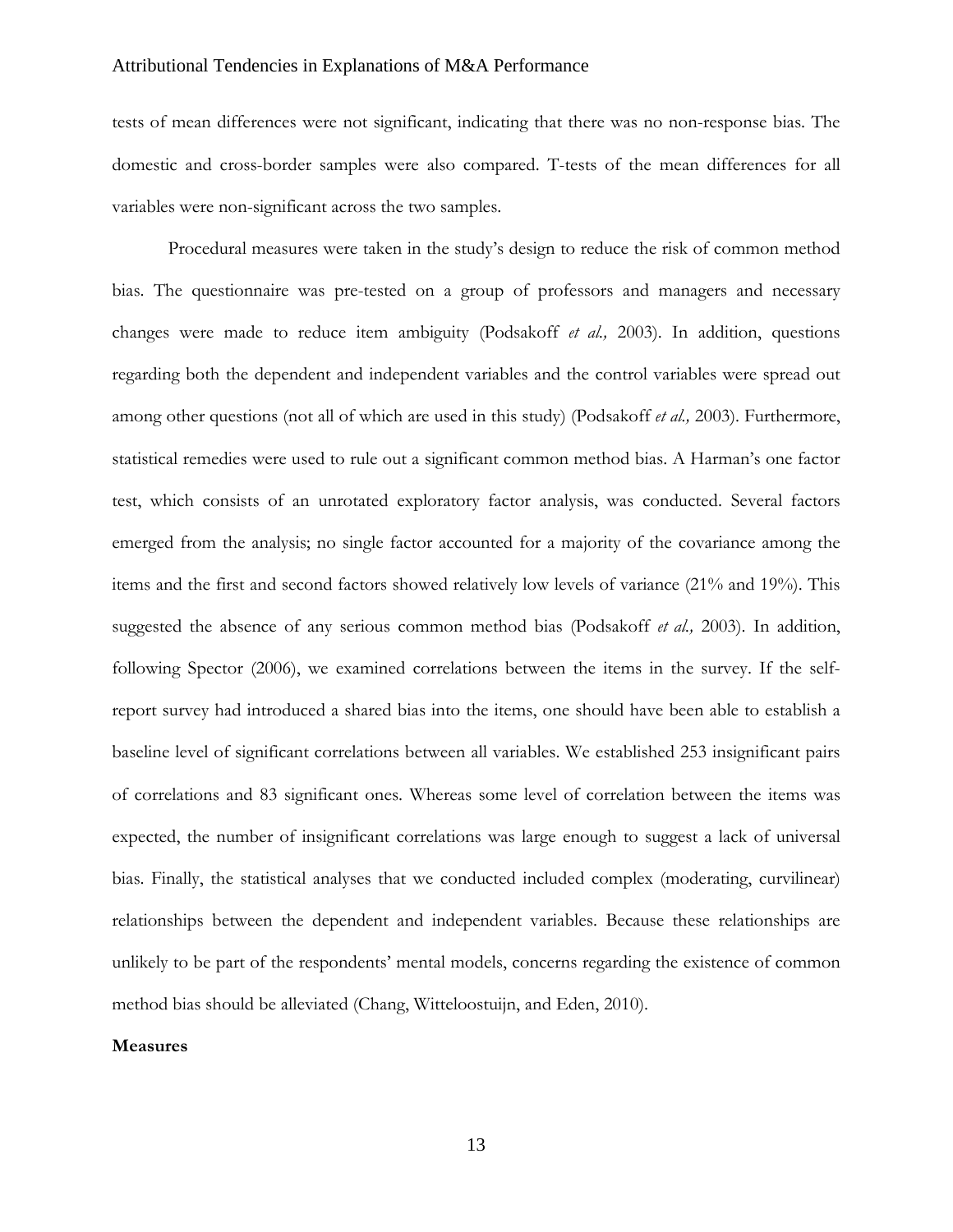tests of mean differences were not significant, indicating that there was no non-response bias. The domestic and cross-border samples were also compared. T-tests of the mean differences for all variables were non-significant across the two samples.

Procedural measures were taken in the study's design to reduce the risk of common method bias. The questionnaire was pre-tested on a group of professors and managers and necessary changes were made to reduce item ambiguity (Podsakoff *et al.,* 2003). In addition, questions regarding both the dependent and independent variables and the control variables were spread out among other questions (not all of which are used in this study) (Podsakoff *et al.,* 2003). Furthermore, statistical remedies were used to rule out a significant common method bias. A Harman's one factor test, which consists of an unrotated exploratory factor analysis, was conducted. Several factors emerged from the analysis; no single factor accounted for a majority of the covariance among the items and the first and second factors showed relatively low levels of variance (21% and 19%). This suggested the absence of any serious common method bias (Podsakoff *et al.,* 2003). In addition, following Spector (2006), we examined correlations between the items in the survey. If the self-report survey had introduced a shared bias into the items, one should have been able to establish a baseline level of significant correlations between all variables. We established 253 insignificant pairs of correlations and 83 significant ones. Whereas some level of correlation between the items was expected, the number of insignificant correlations was large enough to suggest a lack of universal bias. Finally, the statistical analyses that we conducted included complex (moderating, curvilinear) relationships between the dependent and independent variables. Because these relationships are unlikely to be part of the respondents' mental models, concerns regarding the existence of common method bias should be alleviated (Chang, Witteloostuijn, and Eden, 2010).

**Measures**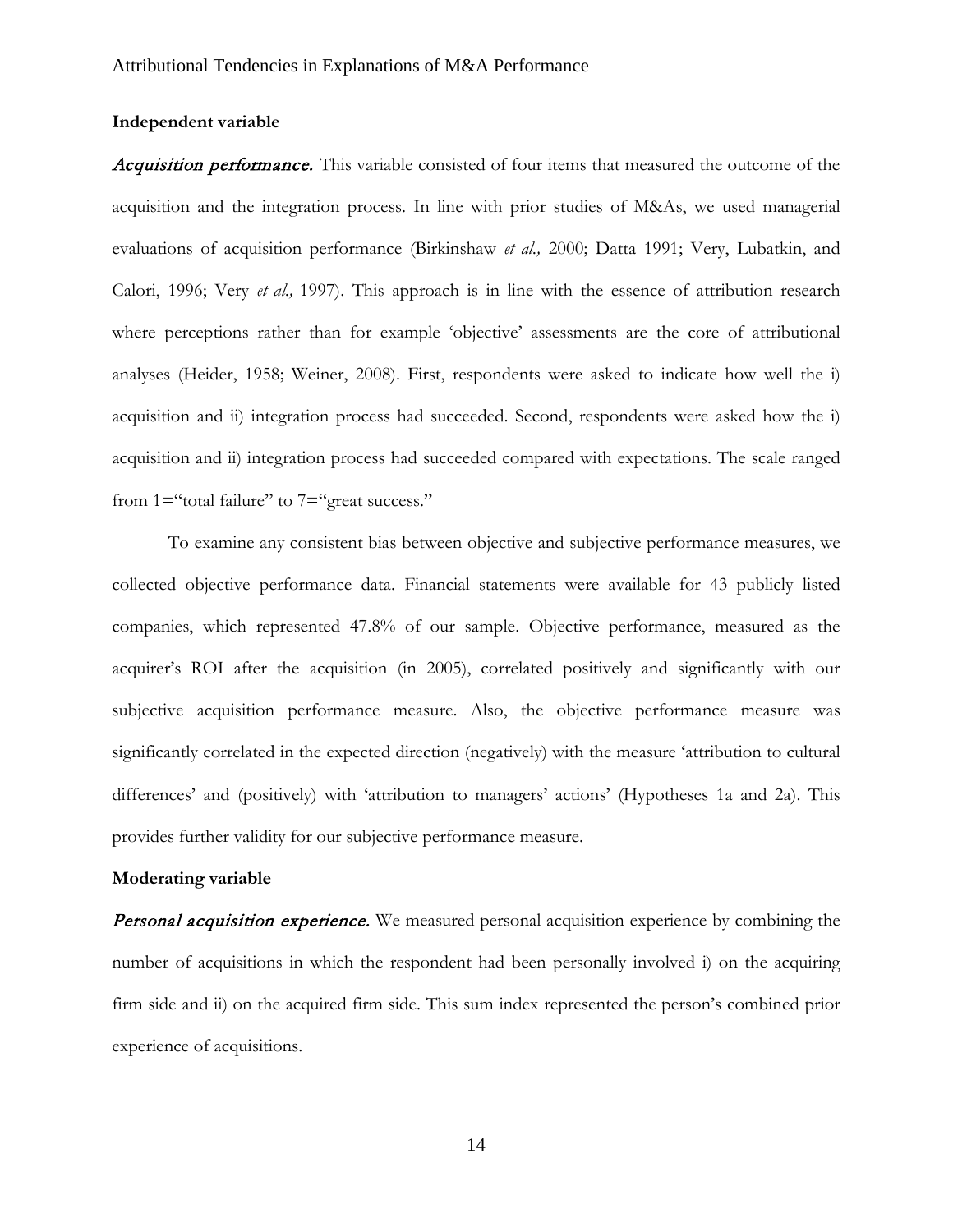**Independent variable**

***Acquisition performance.*** This variable consisted of four items that measured the outcome of the acquisition and the integration process. In line with prior studies of M&As, we used managerial evaluations of acquisition performance (Birkinshaw *et al.,* 2000; Datta 1991; Very, Lubatkin, and Calori, 1996; Very *et al.,* 1997). This approach is in line with the essence of attribution research where perceptions rather than for example 'objective' assessments are the core of attributional analyses (Heider, 1958; Weiner, 2008). First, respondents were asked to indicate how well the i) acquisition and ii) integration process had succeeded. Second, respondents were asked how the i) acquisition and ii) integration process had succeeded compared with expectations. The scale ranged from 1="total failure" to 7="great success."

To examine any consistent bias between objective and subjective performance measures, we collected objective performance data. Financial statements were available for 43 publicly listed companies, which represented 47.8% of our sample. Objective performance, measured as the acquirer's ROI after the acquisition (in 2005), correlated positively and significantly with our subjective acquisition performance measure. Also, the objective performance measure was significantly correlated in the expected direction (negatively) with the measure 'attribution to cultural differences' and (positively) with 'attribution to managers' actions' (Hypotheses 1a and 2a). This provides further validity for our subjective performance measure.

**Moderating variable**

***Personal acquisition experience.*** We measured personal acquisition experience by combining the number of acquisitions in which the respondent had been personally involved i) on the acquiring firm side and ii) on the acquired firm side. This sum index represented the person's combined prior experience of acquisitions.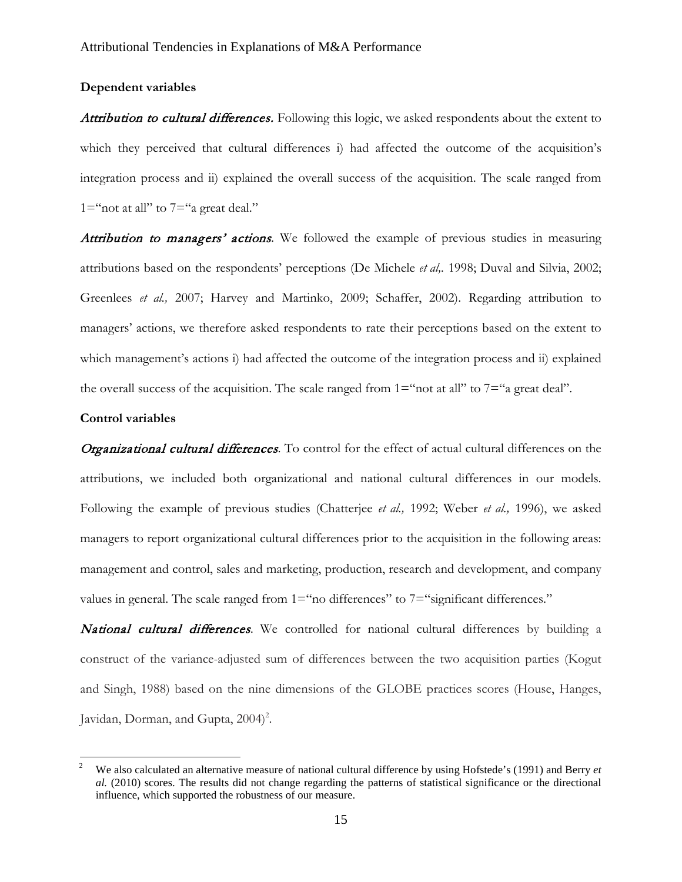**Dependent variables**

***Attribution to cultural differences.*** Following this logic, we asked respondents about the extent to which they perceived that cultural differences i) had affected the outcome of the acquisition's integration process and ii) explained the overall success of the acquisition. The scale ranged from 1="not at all" to 7="a great deal."

***Attribution to managers' actions*.** We followed the example of previous studies in measuring attributions based on the respondents' perceptions (De Michele *et al*,. 1998; Duval and Silvia, 2002; Greenlees *et al.,* 2007; Harvey and Martinko, 2009; Schaffer, 2002). Regarding attribution to managers' actions, we therefore asked respondents to rate their perceptions based on the extent to which management's actions i) had affected the outcome of the integration process and ii) explained the overall success of the acquisition. The scale ranged from 1="not at all" to 7="a great deal".

**Control variables**

***Organizational cultural differences*.** To control for the effect of actual cultural differences on the attributions, we included both organizational and national cultural differences in our models. Following the example of previous studies (Chatterjee *et al.,* 1992; Weber *et al.,* 1996), we asked managers to report organizational cultural differences prior to the acquisition in the following areas: management and control, sales and marketing, production, research and development, and company values in general. The scale ranged from 1="no differences" to 7="significant differences."

***National cultural differences*.** We controlled for national cultural differences by building a construct of the variance-adjusted sum of differences between the two acquisition parties (Kogut and Singh, 1988) based on the nine dimensions of the GLOBE practices scores (House, Hanges, Javidan, Dorman, and Gupta, 2004)[2].

---

[2] We also calculated an alternative measure of national cultural difference by using Hofstede's (1991) and Berry *et al.* (2010) scores. The results did not change regarding the patterns of statistical significance or the directional influence, which supported the robustness of our measure.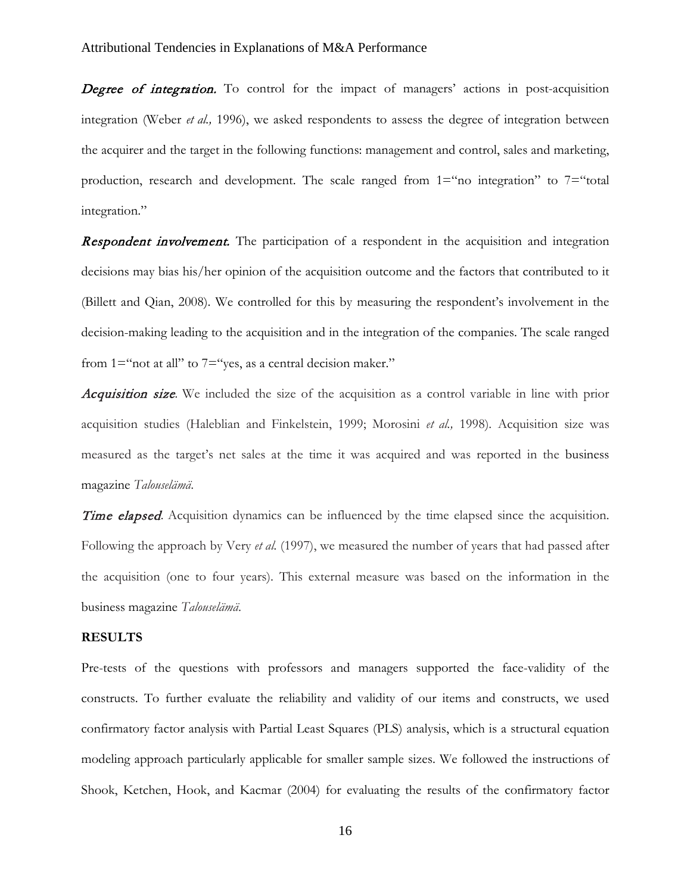***Degree of integration.*** To control for the impact of managers' actions in post-acquisition integration (Weber *et al.,* 1996), we asked respondents to assess the degree of integration between the acquirer and the target in the following functions: management and control, sales and marketing, production, research and development. The scale ranged from 1="no integration" to 7="total integration."

***Respondent involvement.*** The participation of a respondent in the acquisition and integration decisions may bias his/her opinion of the acquisition outcome and the factors that contributed to it (Billett and Qian, 2008). We controlled for this by measuring the respondent's involvement in the decision-making leading to the acquisition and in the integration of the companies. The scale ranged from 1="not at all" to 7="yes, as a central decision maker."

***Acquisition size.*** We included the size of the acquisition as a control variable in line with prior acquisition studies (Haleblian and Finkelstein, 1999; Morosini *et al.,* 1998). Acquisition size was measured as the target's net sales at the time it was acquired and was reported in the business magazine *Talouselämä*.

***Time elapsed.*** Acquisition dynamics can be influenced by the time elapsed since the acquisition. Following the approach by Very *et al.* (1997), we measured the number of years that had passed after the acquisition (one to four years). This external measure was based on the information in the business magazine *Talouselämä*.

## RESULTS

Pre-tests of the questions with professors and managers supported the face-validity of the constructs. To further evaluate the reliability and validity of our items and constructs, we used confirmatory factor analysis with Partial Least Squares (PLS) analysis, which is a structural equation modeling approach particularly applicable for smaller sample sizes. We followed the instructions of Shook, Ketchen, Hook, and Kacmar (2004) for evaluating the results of the confirmatory factor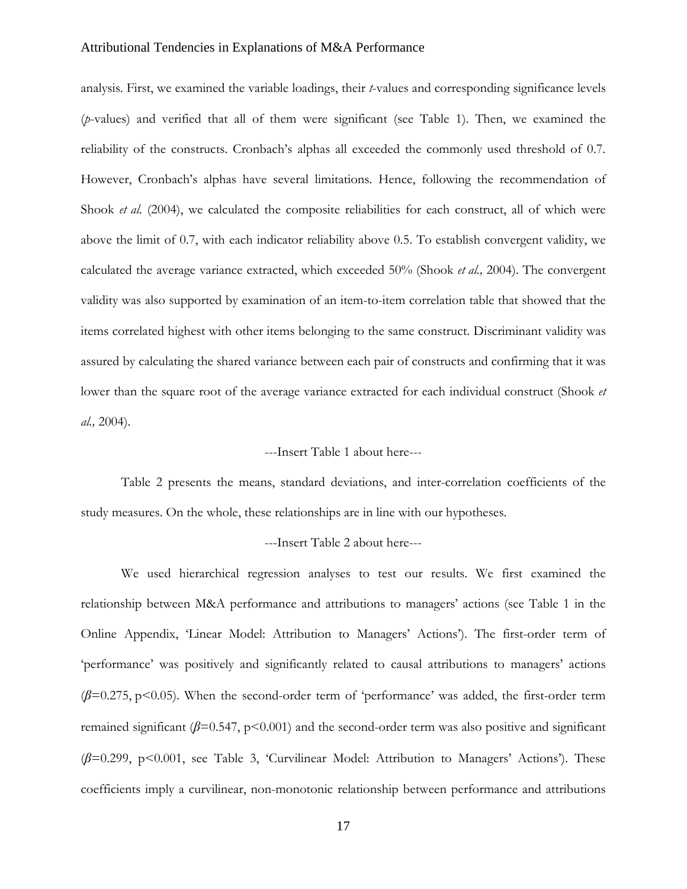analysis. First, we examined the variable loadings, their *t*-values and corresponding significance levels (*p*-values) and verified that all of them were significant (see Table 1). Then, we examined the reliability of the constructs. Cronbach's alphas all exceeded the commonly used threshold of 0.7. However, Cronbach's alphas have several limitations. Hence, following the recommendation of Shook *et al.* (2004), we calculated the composite reliabilities for each construct, all of which were above the limit of 0.7, with each indicator reliability above 0.5. To establish convergent validity, we calculated the average variance extracted, which exceeded 50% (Shook *et al.,* 2004). The convergent validity was also supported by examination of an item-to-item correlation table that showed that the items correlated highest with other items belonging to the same construct. Discriminant validity was assured by calculating the shared variance between each pair of constructs and confirming that it was lower than the square root of the average variance extracted for each individual construct (Shook *et al.,* 2004).

---Insert Table 1 about here---

Table 2 presents the means, standard deviations, and inter-correlation coefficients of the study measures. On the whole, these relationships are in line with our hypotheses.

---Insert Table 2 about here---

We used hierarchical regression analyses to test our results. We first examined the relationship between M&A performance and attributions to managers' actions (see Table 1 in the Online Appendix, 'Linear Model: Attribution to Managers' Actions'). The first-order term of 'performance' was positively and significantly related to causal attributions to managers' actions ($\beta$=0.275, $p<0.05$). When the second-order term of 'performance' was added, the first-order term remained significant ($\beta$=0.547, $p<0.001$) and the second-order term was also positive and significant ($\beta$=0.299, $p<0.001$, see Table 3, 'Curvilinear Model: Attribution to Managers' Actions'). These coefficients imply a curvilinear, non-monotonic relationship between performance and attributions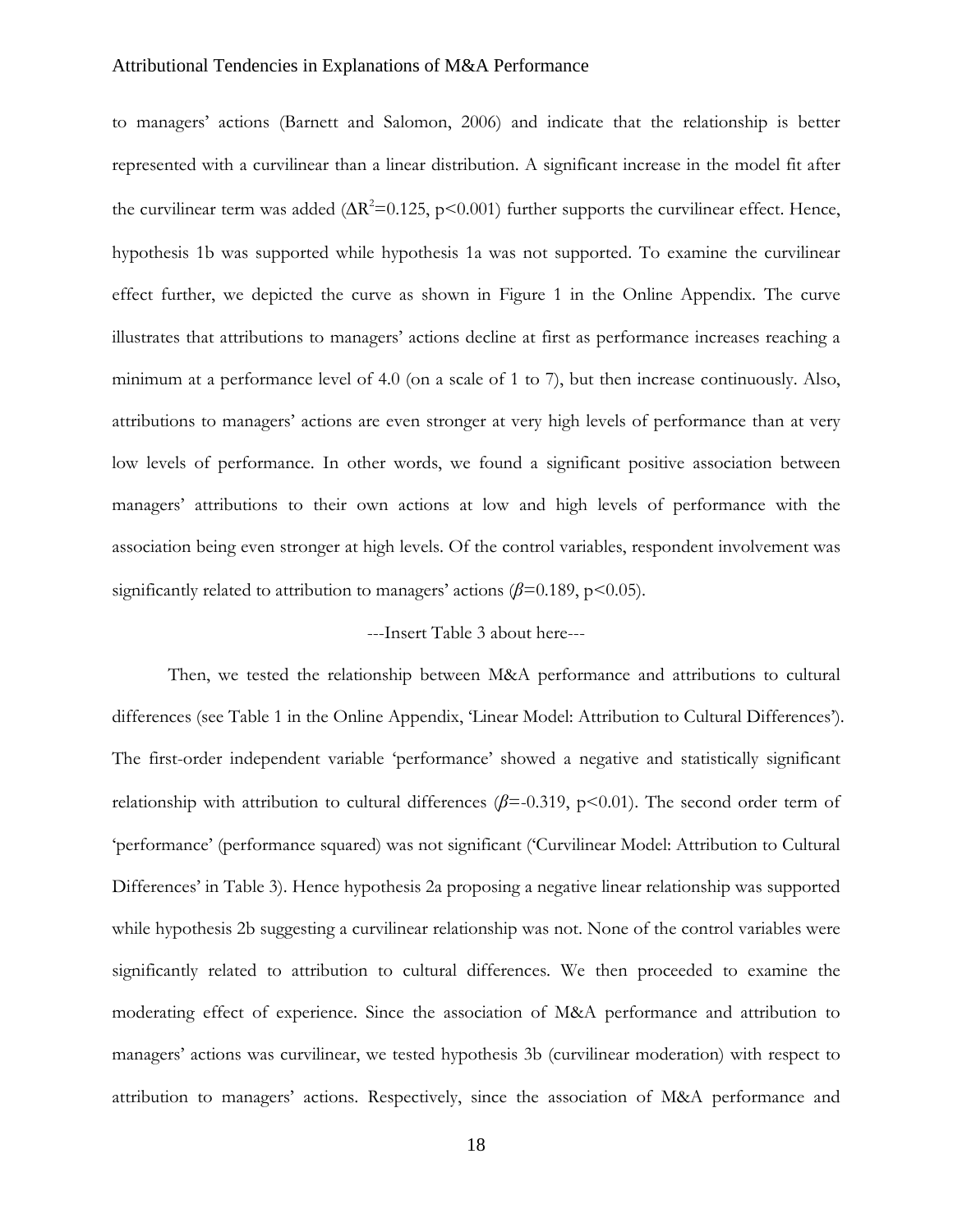to managers' actions (Barnett and Salomon, 2006) and indicate that the relationship is better represented with a curvilinear than a linear distribution. A significant increase in the model fit after the curvilinear term was added ($\Delta R^2$=0.125, $p$<0.001) further supports the curvilinear effect. Hence, hypothesis 1b was supported while hypothesis 1a was not supported. To examine the curvilinear effect further, we depicted the curve as shown in Figure 1 in the Online Appendix. The curve illustrates that attributions to managers' actions decline at first as performance increases reaching a minimum at a performance level of 4.0 (on a scale of 1 to 7), but then increase continuously. Also, attributions to managers' actions are even stronger at very high levels of performance than at very low levels of performance. In other words, we found a significant positive association between managers' attributions to their own actions at low and high levels of performance with the association being even stronger at high levels. Of the control variables, respondent involvement was significantly related to attribution to managers' actions ($\beta$=0.189, $p$<0.05).

---Insert Table 3 about here---

Then, we tested the relationship between M&A performance and attributions to cultural differences (see Table 1 in the Online Appendix, 'Linear Model: Attribution to Cultural Differences'). The first-order independent variable 'performance' showed a negative and statistically significant relationship with attribution to cultural differences ($\beta$=-0.319, $p$<0.01). The second order term of 'performance' (performance squared) was not significant ('Curvilinear Model: Attribution to Cultural Differences' in Table 3). Hence hypothesis 2a proposing a negative linear relationship was supported while hypothesis 2b suggesting a curvilinear relationship was not. None of the control variables were significantly related to attribution to cultural differences. We then proceeded to examine the moderating effect of experience. Since the association of M&A performance and attribution to managers' actions was curvilinear, we tested hypothesis 3b (curvilinear moderation) with respect to attribution to managers' actions. Respectively, since the association of M&A performance and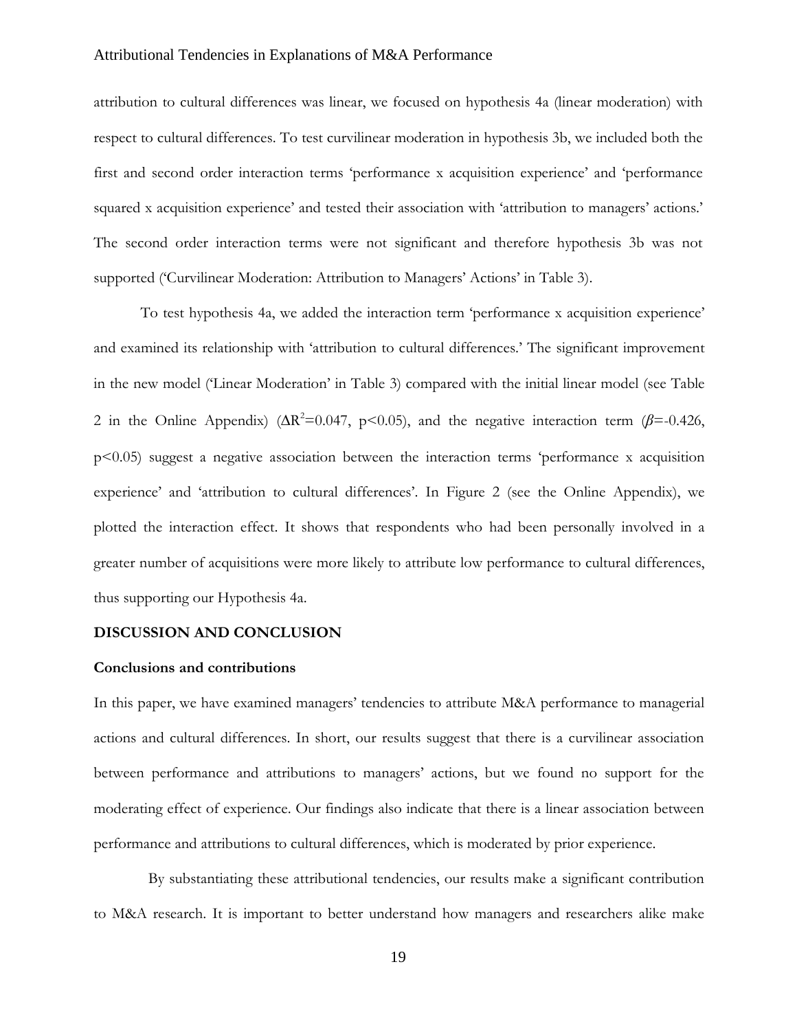attribution to cultural differences was linear, we focused on hypothesis 4a (linear moderation) with respect to cultural differences. To test curvilinear moderation in hypothesis 3b, we included both the first and second order interaction terms 'performance x acquisition experience' and 'performance squared x acquisition experience' and tested their association with 'attribution to managers' actions.' The second order interaction terms were not significant and therefore hypothesis 3b was not supported ('Curvilinear Moderation: Attribution to Managers' Actions' in Table 3).

To test hypothesis 4a, we added the interaction term 'performance x acquisition experience' and examined its relationship with 'attribution to cultural differences.' The significant improvement in the new model ('Linear Moderation' in Table 3) compared with the initial linear model (see Table 2 in the Online Appendix) ($\Delta R^2$=0.047, $p<0.05$), and the negative interaction term ($\beta$=-0.426, $p<0.05$) suggest a negative association between the interaction terms 'performance x acquisition experience' and 'attribution to cultural differences'. In Figure 2 (see the Online Appendix), we plotted the interaction effect. It shows that respondents who had been personally involved in a greater number of acquisitions were more likely to attribute low performance to cultural differences, thus supporting our Hypothesis 4a.

## DISCUSSION AND CONCLUSION

### Conclusions and contributions

In this paper, we have examined managers' tendencies to attribute M&A performance to managerial actions and cultural differences. In short, our results suggest that there is a curvilinear association between performance and attributions to managers' actions, but we found no support for the moderating effect of experience. Our findings also indicate that there is a linear association between performance and attributions to cultural differences, which is moderated by prior experience.

By substantiating these attributional tendencies, our results make a significant contribution to M&A research. It is important to better understand how managers and researchers alike make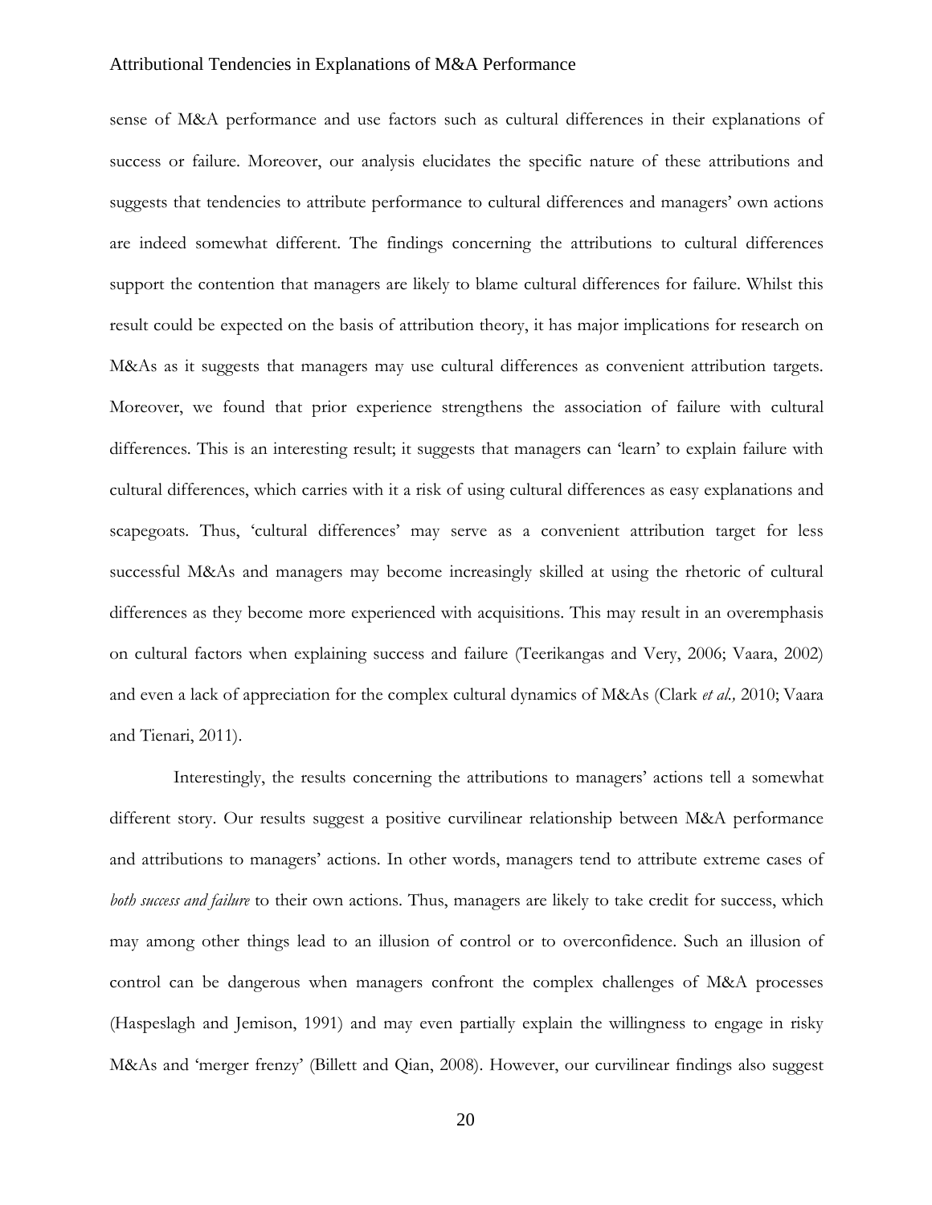sense of M&A performance and use factors such as cultural differences in their explanations of success or failure. Moreover, our analysis elucidates the specific nature of these attributions and suggests that tendencies to attribute performance to cultural differences and managers' own actions are indeed somewhat different. The findings concerning the attributions to cultural differences support the contention that managers are likely to blame cultural differences for failure. Whilst this result could be expected on the basis of attribution theory, it has major implications for research on M&As as it suggests that managers may use cultural differences as convenient attribution targets. Moreover, we found that prior experience strengthens the association of failure with cultural differences. This is an interesting result; it suggests that managers can 'learn' to explain failure with cultural differences, which carries with it a risk of using cultural differences as easy explanations and scapegoats. Thus, 'cultural differences' may serve as a convenient attribution target for less successful M&As and managers may become increasingly skilled at using the rhetoric of cultural differences as they become more experienced with acquisitions. This may result in an overemphasis on cultural factors when explaining success and failure (Teerikangas and Very, 2006; Vaara, 2002) and even a lack of appreciation for the complex cultural dynamics of M&As (Clark *et al.,* 2010; Vaara and Tienari, 2011).

Interestingly, the results concerning the attributions to managers' actions tell a somewhat different story. Our results suggest a positive curvilinear relationship between M&A performance and attributions to managers' actions. In other words, managers tend to attribute extreme cases of *both success and failure* to their own actions. Thus, managers are likely to take credit for success, which may among other things lead to an illusion of control or to overconfidence. Such an illusion of control can be dangerous when managers confront the complex challenges of M&A processes (Haspeslagh and Jemison, 1991) and may even partially explain the willingness to engage in risky M&As and 'merger frenzy' (Billett and Qian, 2008). However, our curvilinear findings also suggest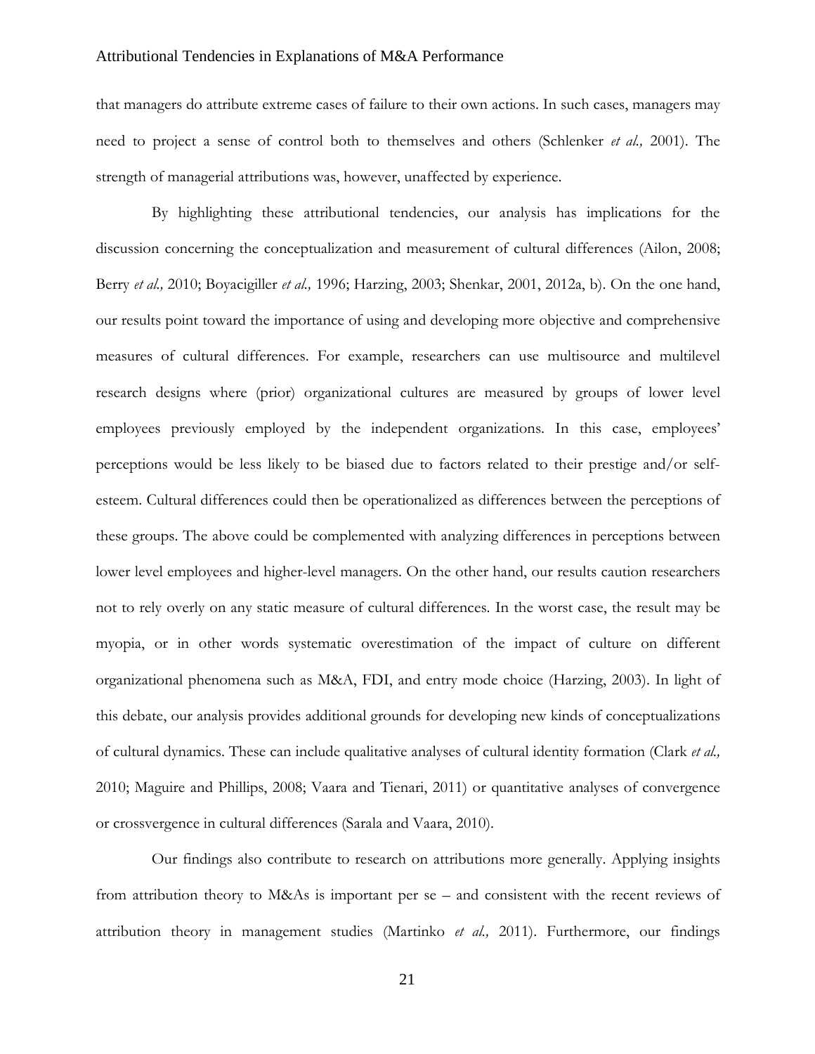that managers do attribute extreme cases of failure to their own actions. In such cases, managers may need to project a sense of control both to themselves and others (Schlenker *et al.,* 2001). The strength of managerial attributions was, however, unaffected by experience.

By highlighting these attributional tendencies, our analysis has implications for the discussion concerning the conceptualization and measurement of cultural differences (Ailon, 2008; Berry *et al.,* 2010; Boyacigiller *et al.,* 1996; Harzing, 2003; Shenkar, 2001, 2012a, b). On the one hand, our results point toward the importance of using and developing more objective and comprehensive measures of cultural differences. For example, researchers can use multisource and multilevel research designs where (prior) organizational cultures are measured by groups of lower level employees previously employed by the independent organizations. In this case, employees' perceptions would be less likely to be biased due to factors related to their prestige and/or self-esteem. Cultural differences could then be operationalized as differences between the perceptions of these groups. The above could be complemented with analyzing differences in perceptions between lower level employees and higher-level managers. On the other hand, our results caution researchers not to rely overly on any static measure of cultural differences. In the worst case, the result may be myopia, or in other words systematic overestimation of the impact of culture on different organizational phenomena such as M&A, FDI, and entry mode choice (Harzing, 2003). In light of this debate, our analysis provides additional grounds for developing new kinds of conceptualizations of cultural dynamics. These can include qualitative analyses of cultural identity formation (Clark *et al.,* 2010; Maguire and Phillips, 2008; Vaara and Tienari, 2011) or quantitative analyses of convergence or crossvergence in cultural differences (Sarala and Vaara, 2010).

Our findings also contribute to research on attributions more generally. Applying insights from attribution theory to M&As is important per se – and consistent with the recent reviews of attribution theory in management studies (Martinko *et al.,* 2011). Furthermore, our findings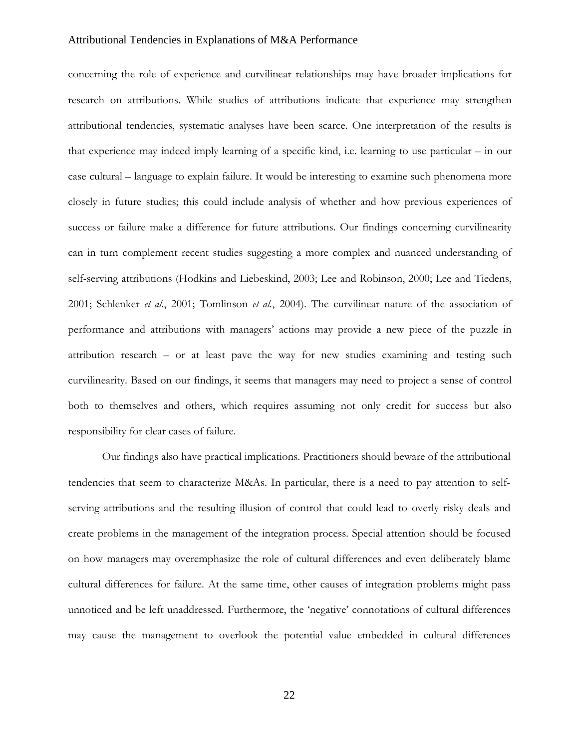concerning the role of experience and curvilinear relationships may have broader implications for research on attributions. While studies of attributions indicate that experience may strengthen attributional tendencies, systematic analyses have been scarce. One interpretation of the results is that experience may indeed imply learning of a specific kind, i.e. learning to use particular – in our case cultural – language to explain failure. It would be interesting to examine such phenomena more closely in future studies; this could include analysis of whether and how previous experiences of success or failure make a difference for future attributions. Our findings concerning curvilinearity can in turn complement recent studies suggesting a more complex and nuanced understanding of self-serving attributions (Hodkins and Liebeskind, 2003; Lee and Robinson, 2000; Lee and Tiedens, 2001; Schlenker *et al.*, 2001; Tomlinson *et al.*, 2004). The curvilinear nature of the association of performance and attributions with managers' actions may provide a new piece of the puzzle in attribution research – or at least pave the way for new studies examining and testing such curvilinearity. Based on our findings, it seems that managers may need to project a sense of control both to themselves and others, which requires assuming not only credit for success but also responsibility for clear cases of failure.

Our findings also have practical implications. Practitioners should beware of the attributional tendencies that seem to characterize M&As. In particular, there is a need to pay attention to self-serving attributions and the resulting illusion of control that could lead to overly risky deals and create problems in the management of the integration process. Special attention should be focused on how managers may overemphasize the role of cultural differences and even deliberately blame cultural differences for failure. At the same time, other causes of integration problems might pass unnoticed and be left unaddressed. Furthermore, the 'negative' connotations of cultural differences may cause the management to overlook the potential value embedded in cultural differences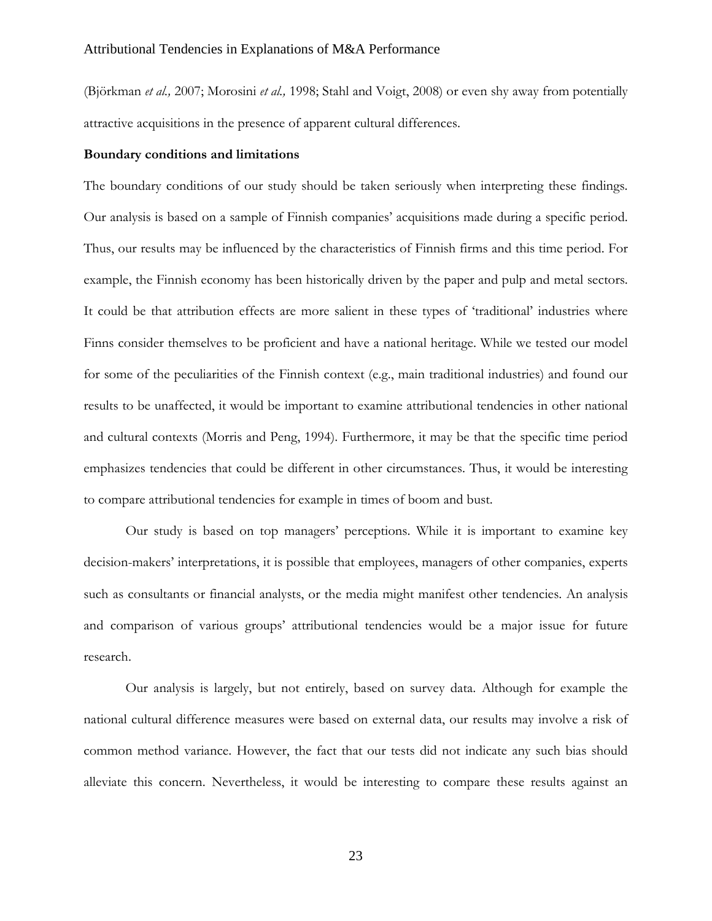(Björkman *et al.,* 2007; Morosini *et al.,* 1998; Stahl and Voigt, 2008) or even shy away from potentially attractive acquisitions in the presence of apparent cultural differences.

**Boundary conditions and limitations**

The boundary conditions of our study should be taken seriously when interpreting these findings. Our analysis is based on a sample of Finnish companies' acquisitions made during a specific period. Thus, our results may be influenced by the characteristics of Finnish firms and this time period. For example, the Finnish economy has been historically driven by the paper and pulp and metal sectors. It could be that attribution effects are more salient in these types of 'traditional' industries where Finns consider themselves to be proficient and have a national heritage. While we tested our model for some of the peculiarities of the Finnish context (e.g., main traditional industries) and found our results to be unaffected, it would be important to examine attributional tendencies in other national and cultural contexts (Morris and Peng, 1994). Furthermore, it may be that the specific time period emphasizes tendencies that could be different in other circumstances. Thus, it would be interesting to compare attributional tendencies for example in times of boom and bust.

Our study is based on top managers' perceptions. While it is important to examine key decision-makers' interpretations, it is possible that employees, managers of other companies, experts such as consultants or financial analysts, or the media might manifest other tendencies. An analysis and comparison of various groups' attributional tendencies would be a major issue for future research.

Our analysis is largely, but not entirely, based on survey data. Although for example the national cultural difference measures were based on external data, our results may involve a risk of common method variance. However, the fact that our tests did not indicate any such bias should alleviate this concern. Nevertheless, it would be interesting to compare these results against an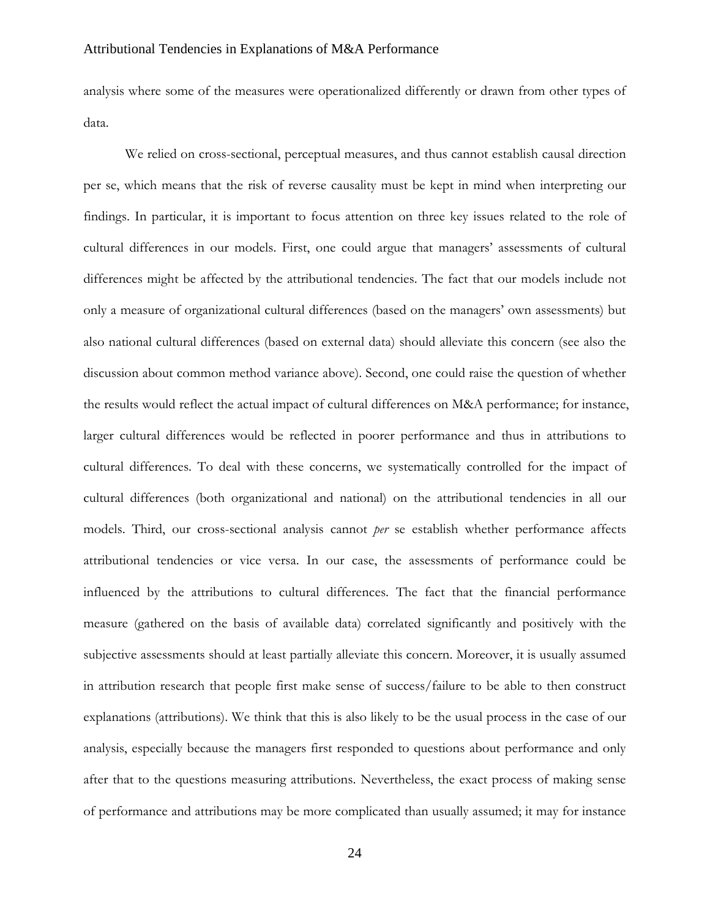analysis where some of the measures were operationalized differently or drawn from other types of data.

We relied on cross-sectional, perceptual measures, and thus cannot establish causal direction per se, which means that the risk of reverse causality must be kept in mind when interpreting our findings. In particular, it is important to focus attention on three key issues related to the role of cultural differences in our models. First, one could argue that managers' assessments of cultural differences might be affected by the attributional tendencies. The fact that our models include not only a measure of organizational cultural differences (based on the managers' own assessments) but also national cultural differences (based on external data) should alleviate this concern (see also the discussion about common method variance above). Second, one could raise the question of whether the results would reflect the actual impact of cultural differences on M&A performance; for instance, larger cultural differences would be reflected in poorer performance and thus in attributions to cultural differences. To deal with these concerns, we systematically controlled for the impact of cultural differences (both organizational and national) on the attributional tendencies in all our models. Third, our cross-sectional analysis cannot *per* se establish whether performance affects attributional tendencies or vice versa. In our case, the assessments of performance could be influenced by the attributions to cultural differences. The fact that the financial performance measure (gathered on the basis of available data) correlated significantly and positively with the subjective assessments should at least partially alleviate this concern. Moreover, it is usually assumed in attribution research that people first make sense of success/failure to be able to then construct explanations (attributions). We think that this is also likely to be the usual process in the case of our analysis, especially because the managers first responded to questions about performance and only after that to the questions measuring attributions. Nevertheless, the exact process of making sense of performance and attributions may be more complicated than usually assumed; it may for instance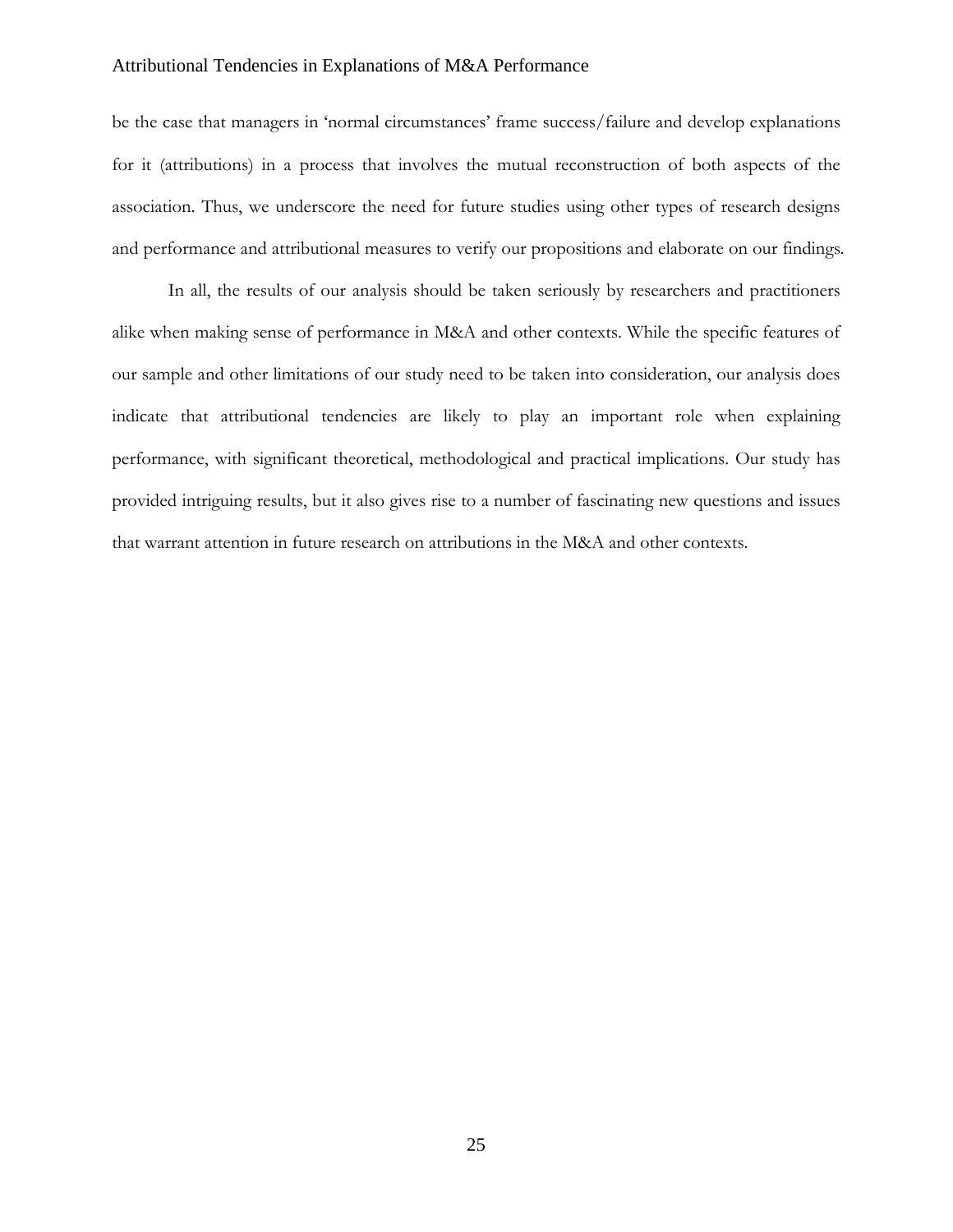be the case that managers in 'normal circumstances' frame success/failure and develop explanations for it (attributions) in a process that involves the mutual reconstruction of both aspects of the association. Thus, we underscore the need for future studies using other types of research designs and performance and attributional measures to verify our propositions and elaborate on our findings.

In all, the results of our analysis should be taken seriously by researchers and practitioners alike when making sense of performance in M&A and other contexts. While the specific features of our sample and other limitations of our study need to be taken into consideration, our analysis does indicate that attributional tendencies are likely to play an important role when explaining performance, with significant theoretical, methodological and practical implications. Our study has provided intriguing results, but it also gives rise to a number of fascinating new questions and issues that warrant attention in future research on attributions in the M&A and other contexts.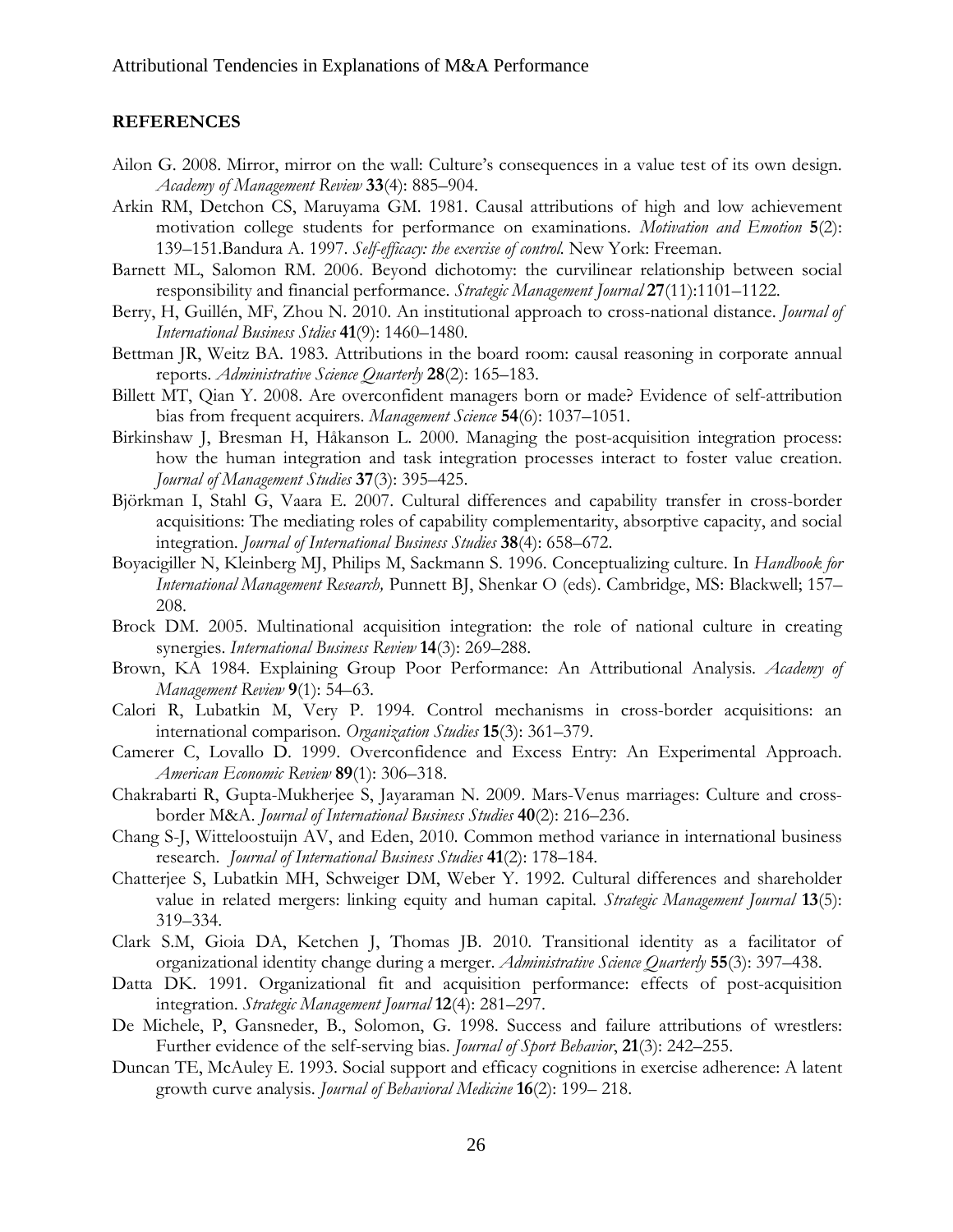## REFERENCES

Ailon G. 2008. Mirror, mirror on the wall: Culture's consequences in a value test of its own design. *Academy of Management Review* **33**(4): 885–904.

Arkin RM, Detchon CS, Maruyama GM. 1981. Causal attributions of high and low achievement motivation college students for performance on examinations. *Motivation and Emotion* **5**(2): 139–151.Bandura A. 1997. *Self-efficacy: the exercise of control*. New York: Freeman.

Barnett ML, Salomon RM. 2006. Beyond dichotomy: the curvilinear relationship between social responsibility and financial performance. *Strategic Management Journal* **27**(11):1101–1122.

Berry, H, Guillén, MF, Zhou N. 2010. An institutional approach to cross-national distance. *Journal of International Business Stdies* **41**(9): 1460–1480.

Bettman JR, Weitz BA. 1983. Attributions in the board room: causal reasoning in corporate annual reports. *Administrative Science Quarterly* **28**(2): 165–183.

Billett MT, Qian Y. 2008. Are overconfident managers born or made? Evidence of self-attribution bias from frequent acquirers. *Management Science* **54**(6): 1037–1051.

Birkinshaw J, Bresman H, Håkanson L. 2000. Managing the post-acquisition integration process: how the human integration and task integration processes interact to foster value creation. *Journal of Management Studies* **37**(3): 395–425.

Björkman I, Stahl G, Vaara E. 2007. Cultural differences and capability transfer in cross-border acquisitions: The mediating roles of capability complementarity, absorptive capacity, and social integration. *Journal of International Business Studies* **38**(4): 658–672.

Boyacigiller N, Kleinberg MJ, Philips M, Sackmann S. 1996. Conceptualizing culture. In *Handbook for International Management Research,* Punnett BJ, Shenkar O (eds). Cambridge, MS: Blackwell; 157–208.

Brock DM. 2005. Multinational acquisition integration: the role of national culture in creating synergies. *International Business Review* **14**(3): 269–288.

Brown, KA 1984. Explaining Group Poor Performance: An Attributional Analysis. *Academy of Management Review* **9**(1): 54–63.

Calori R, Lubatkin M, Very P. 1994. Control mechanisms in cross-border acquisitions: an international comparison. *Organization Studies* **15**(3): 361–379.

Camerer C, Lovallo D. 1999. Overconfidence and Excess Entry: An Experimental Approach. *American Economic Review* **89**(1): 306–318.

Chakrabarti R, Gupta-Mukherjee S, Jayaraman N. 2009. Mars-Venus marriages: Culture and cross-border M&A. *Journal of International Business Studies* **40**(2): 216–236.

Chang S-J, Witteloostuijn AV, and Eden, 2010. Common method variance in international business research. *Journal of International Business Studies* **41**(2): 178–184.

Chatterjee S, Lubatkin MH, Schweiger DM, Weber Y. 1992. Cultural differences and shareholder value in related mergers: linking equity and human capital. *Strategic Management Journal* **13**(5): 319–334.

Clark S.M, Gioia DA, Ketchen J, Thomas JB. 2010. Transitional identity as a facilitator of organizational identity change during a merger. *Administrative Science Quarterly* **55**(3): 397–438.

Datta DK. 1991. Organizational fit and acquisition performance: effects of post-acquisition integration. *Strategic Management Journal* **12**(4): 281–297.

De Michele, P, Gansneder, B., Solomon, G. 1998. Success and failure attributions of wrestlers: Further evidence of the self-serving bias. *Journal of Sport Behavior*, **21**(3): 242–255.

Duncan TE, McAuley E. 1993. Social support and efficacy cognitions in exercise adherence: A latent growth curve analysis. *Journal of Behavioral Medicine* **16**(2): 199– 218.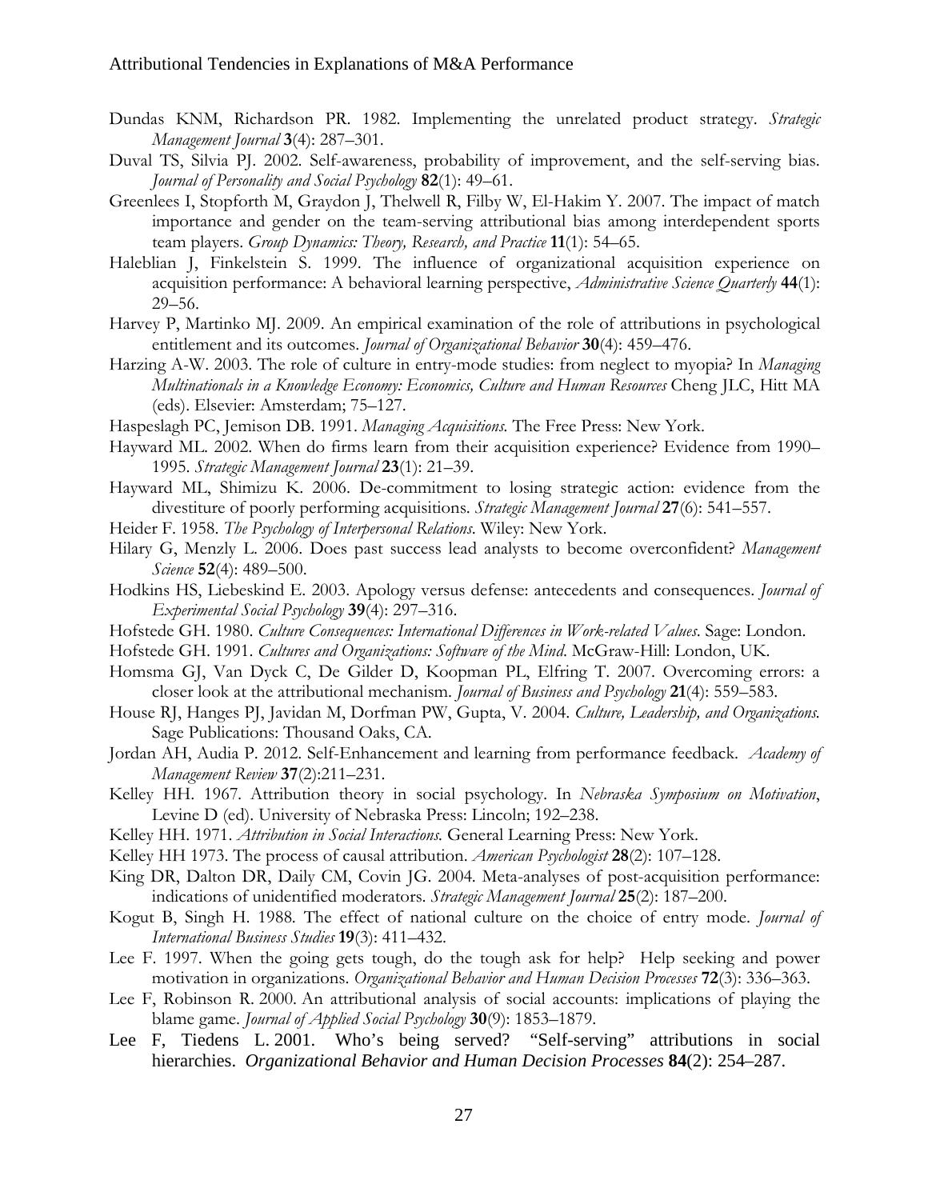Dundas KNM, Richardson PR. 1982. Implementing the unrelated product strategy. *Strategic Management Journal* **3**(4): 287–301.

Duval TS, Silvia PJ. 2002. Self-awareness, probability of improvement, and the self-serving bias. *Journal of Personality and Social Psychology* **82**(1): 49–61.

Greenlees I, Stopforth M, Graydon J, Thelwell R, Filby W, El-Hakim Y. 2007. The impact of match importance and gender on the team-serving attributional bias among interdependent sports team players. *Group Dynamics: Theory, Research, and Practice* **11**(1): 54–65.

Haleblian J, Finkelstein S. 1999. The influence of organizational acquisition experience on acquisition performance: A behavioral learning perspective, *Administrative Science Quarterly* **44**(1): 29–56.

Harvey P, Martinko MJ. 2009. An empirical examination of the role of attributions in psychological entitlement and its outcomes. *Journal of Organizational Behavior* **30**(4): 459–476.

Harzing A-W. 2003. The role of culture in entry-mode studies: from neglect to myopia? In *Managing Multinationals in a Knowledge Economy: Economics, Culture and Human Resources* Cheng JLC, Hitt MA (eds). Elsevier: Amsterdam; 75–127.

Haspeslagh PC, Jemison DB. 1991. *Managing Acquisitions.* The Free Press: New York.

Hayward ML. 2002. When do firms learn from their acquisition experience? Evidence from 1990–1995. *Strategic Management Journal* **23**(1): 21–39.

Hayward ML, Shimizu K. 2006. De-commitment to losing strategic action: evidence from the divestiture of poorly performing acquisitions. *Strategic Management Journal* **27**(6): 541–557.

Heider F. 1958. *The Psychology of Interpersonal Relations.* Wiley: New York.

Hilary G, Menzly L. 2006. Does past success lead analysts to become overconfident? *Management Science* **52**(4): 489–500.

Hodkins HS, Liebeskind E. 2003. Apology versus defense: antecedents and consequences. *Journal of Experimental Social Psychology* **39**(4): 297–316.

Hofstede GH. 1980. *Culture Consequences: International Differences in Work-related Values.* Sage: London.

Hofstede GH. 1991. *Cultures and Organizations: Software of the Mind.* McGraw-Hill: London, UK.

Homsma GJ, Van Dyck C, De Gilder D, Koopman PL, Elfring T. 2007. Overcoming errors: a closer look at the attributional mechanism. *Journal of Business and Psychology* **21**(4): 559–583.

House RJ, Hanges PJ, Javidan M, Dorfman PW, Gupta, V. 2004. *Culture, Leadership, and Organizations.* Sage Publications: Thousand Oaks, CA.

Jordan AH, Audia P. 2012. Self-Enhancement and learning from performance feedback. *Academy of Management Review* **37**(2):211–231.

Kelley HH. 1967. Attribution theory in social psychology. In *Nebraska Symposium on Motivation*, Levine D (ed). University of Nebraska Press: Lincoln; 192–238.

Kelley HH. 1971. *Attribution in Social Interactions.* General Learning Press: New York.

Kelley HH 1973. The process of causal attribution. *American Psychologist* **28**(2): 107–128.

King DR, Dalton DR, Daily CM, Covin JG. 2004. Meta-analyses of post-acquisition performance: indications of unidentified moderators. *Strategic Management Journal* **25**(2): 187–200.

Kogut B, Singh H. 1988. The effect of national culture on the choice of entry mode. *Journal of International Business Studies* **19**(3): 411–432.

Lee F. 1997. When the going gets tough, do the tough ask for help? Help seeking and power motivation in organizations. *Organizational Behavior and Human Decision Processes* **72**(3): 336–363.

Lee F, Robinson R. 2000. An attributional analysis of social accounts: implications of playing the blame game. *Journal of Applied Social Psychology* **30**(9): 1853–1879.

Lee F, Tiedens L. 2001. Who's being served? "Self-serving" attributions in social hierarchies. *Organizational Behavior and Human Decision Processes* **84**(2): 254–287.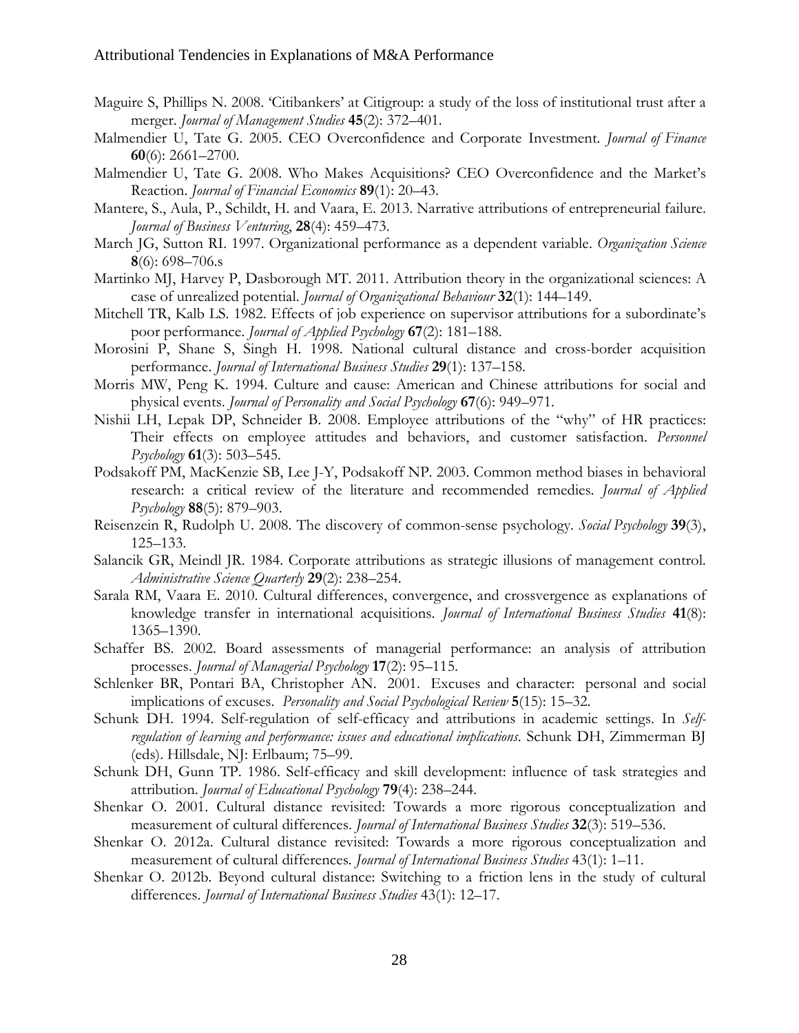Maguire S, Phillips N. 2008. 'Citibankers' at Citigroup: a study of the loss of institutional trust after a merger. *Journal of Management Studies* **45**(2): 372–401.

Malmendier U, Tate G. 2005. CEO Overconfidence and Corporate Investment. *Journal of Finance* **60**(6): 2661–2700.

Malmendier U, Tate G. 2008. Who Makes Acquisitions? CEO Overconfidence and the Market's Reaction. *Journal of Financial Economics* **89**(1): 20–43.

Mantere, S., Aula, P., Schildt, H. and Vaara, E. 2013. Narrative attributions of entrepreneurial failure. *Journal of Business Venturing*, **28**(4): 459–473.

March JG, Sutton RI. 1997. Organizational performance as a dependent variable. *Organization Science* **8**(6): 698–706.s

Martinko MJ, Harvey P, Dasborough MT. 2011. Attribution theory in the organizational sciences: A case of unrealized potential. *Journal of Organizational Behaviour* **32**(1): 144–149.

Mitchell TR, Kalb LS. 1982. Effects of job experience on supervisor attributions for a subordinate's poor performance. *Journal of Applied Psychology* **67**(2): 181–188.

Morosini P, Shane S, Singh H. 1998. National cultural distance and cross-border acquisition performance. *Journal of International Business Studies* **29**(1): 137–158.

Morris MW, Peng K. 1994. Culture and cause: American and Chinese attributions for social and physical events. *Journal of Personality and Social Psychology* **67**(6): 949–971.

Nishii LH, Lepak DP, Schneider B. 2008. Employee attributions of the "why" of HR practices: Their effects on employee attitudes and behaviors, and customer satisfaction. *Personnel Psychology* **61**(3): 503–545.

Podsakoff PM, MacKenzie SB, Lee J-Y, Podsakoff NP. 2003. Common method biases in behavioral research: a critical review of the literature and recommended remedies. *Journal of Applied Psychology* **88**(5): 879–903.

Reisenzein R, Rudolph U. 2008. The discovery of common-sense psychology. *Social Psychology* **39**(3), 125–133.

Salancik GR, Meindl JR. 1984. Corporate attributions as strategic illusions of management control. *Administrative Science Quarterly* **29**(2): 238–254.

Sarala RM, Vaara E. 2010. Cultural differences, convergence, and crossvergence as explanations of knowledge transfer in international acquisitions. *Journal of International Business Studies* **41**(8): 1365–1390.

Schaffer BS. 2002. Board assessments of managerial performance: an analysis of attribution processes. *Journal of Managerial Psychology* **17**(2): 95–115.

Schlenker BR, Pontari BA, Christopher AN. 2001. Excuses and character: personal and social implications of excuses. *Personality and Social Psychological Review* **5**(15): 15–32.

Schunk DH. 1994. Self-regulation of self-efficacy and attributions in academic settings. In *Self-regulation of learning and performance: issues and educational implications*. Schunk DH, Zimmerman BJ (eds). Hillsdale, NJ: Erlbaum; 75–99.

Schunk DH, Gunn TP. 1986. Self-efficacy and skill development: influence of task strategies and attribution. *Journal of Educational Psychology* **79**(4): 238–244.

Shenkar O. 2001. Cultural distance revisited: Towards a more rigorous conceptualization and measurement of cultural differences. *Journal of International Business Studies* **32**(3): 519–536.

Shenkar O. 2012a. Cultural distance revisited: Towards a more rigorous conceptualization and measurement of cultural differences. *Journal of International Business Studies* 43(1): 1–11.

Shenkar O. 2012b. Beyond cultural distance: Switching to a friction lens in the study of cultural differences. *Journal of International Business Studies* 43(1): 12–17.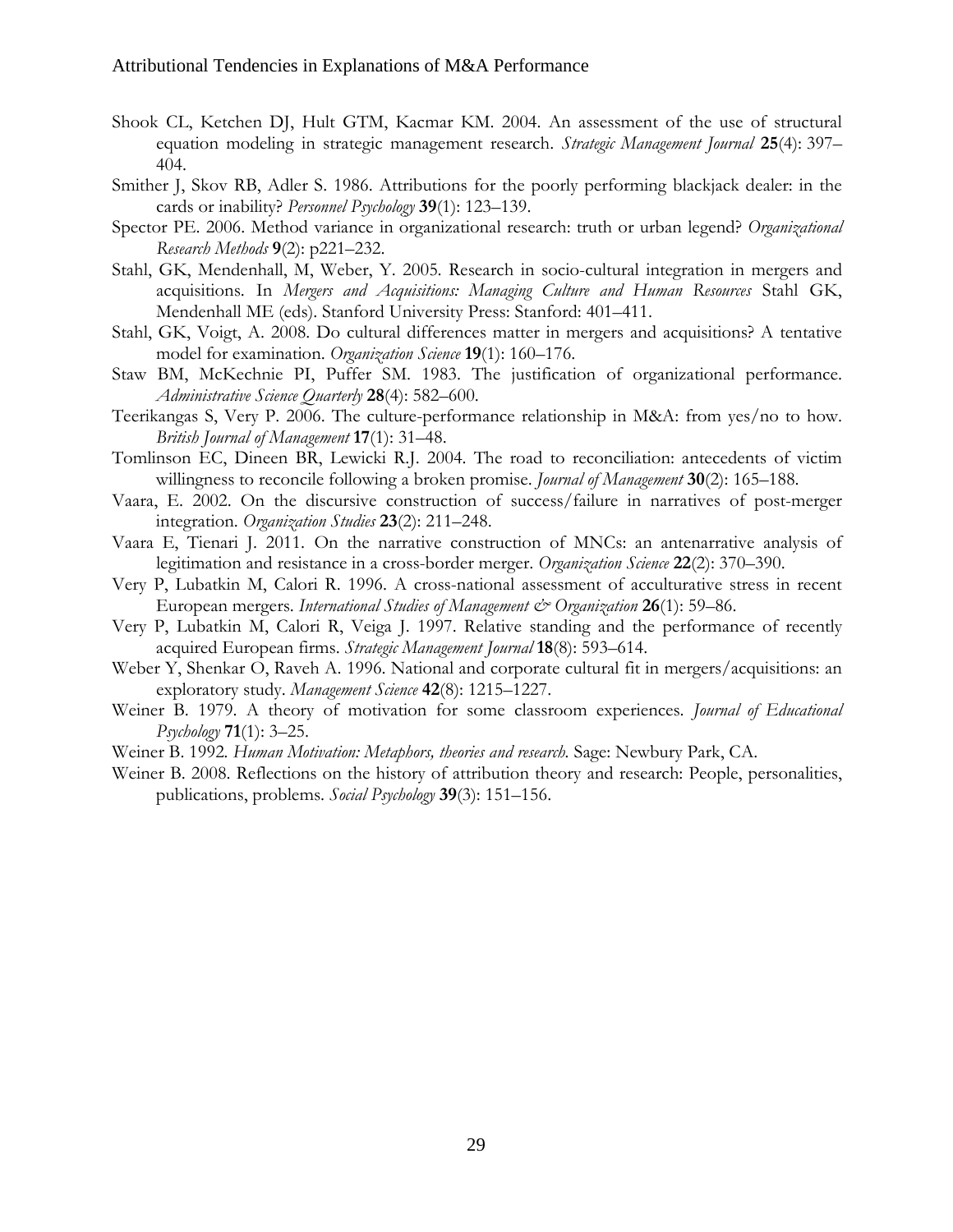Shook CL, Ketchen DJ, Hult GTM, Kacmar KM. 2004. An assessment of the use of structural equation modeling in strategic management research. *Strategic Management Journal* **25**(4): 397–404.

Smither J, Skov RB, Adler S. 1986. Attributions for the poorly performing blackjack dealer: in the cards or inability? *Personnel Psychology* **39**(1): 123–139.

Spector PE. 2006. Method variance in organizational research: truth or urban legend? *Organizational Research Methods* **9**(2): p221–232.

Stahl, GK, Mendenhall, M, Weber, Y. 2005. Research in socio-cultural integration in mergers and acquisitions. In *Mergers and Acquisitions: Managing Culture and Human Resources* Stahl GK, Mendenhall ME (eds). Stanford University Press: Stanford: 401–411.

Stahl, GK, Voigt, A. 2008. Do cultural differences matter in mergers and acquisitions? A tentative model for examination. *Organization Science* **19**(1): 160–176.

Staw BM, McKechnie PI, Puffer SM. 1983. The justification of organizational performance. *Administrative Science Quarterly* **28**(4): 582–600.

Teerikangas S, Very P. 2006. The culture-performance relationship in M&A: from yes/no to how. *British Journal of Management* **17**(1): 31–48.

Tomlinson EC, Dineen BR, Lewicki R.J. 2004. The road to reconciliation: antecedents of victim willingness to reconcile following a broken promise. *Journal of Management* **30**(2): 165–188.

Vaara, E. 2002. On the discursive construction of success/failure in narratives of post-merger integration. *Organization Studies* **23**(2): 211–248.

Vaara E, Tienari J. 2011. On the narrative construction of MNCs: an antenarrative analysis of legitimation and resistance in a cross-border merger. *Organization Science* **22**(2): 370–390.

Very P, Lubatkin M, Calori R. 1996. A cross-national assessment of acculturative stress in recent European mergers. *International Studies of Management & Organization* **26**(1): 59–86.

Very P, Lubatkin M, Calori R, Veiga J. 1997. Relative standing and the performance of recently acquired European firms. *Strategic Management Journal* **18**(8): 593–614.

Weber Y, Shenkar O, Raveh A. 1996. National and corporate cultural fit in mergers/acquisitions: an exploratory study. *Management Science* **42**(8): 1215–1227.

Weiner B. 1979. A theory of motivation for some classroom experiences. *Journal of Educational Psychology* **71**(1): 3–25.

Weiner B. 1992. *Human Motivation: Metaphors, theories and research.* Sage: Newbury Park, CA.

Weiner B. 2008. Reflections on the history of attribution theory and research: People, personalities, publications, problems. *Social Psychology* **39**(3): 151–156.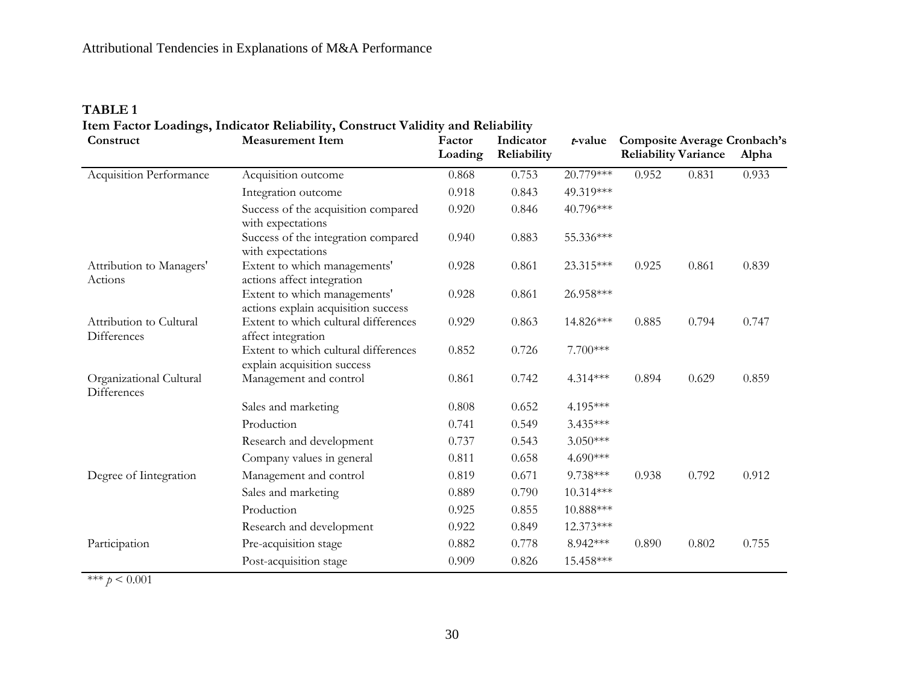**TABLE 1**

**Item Factor Loadings, Indicator Reliability, Construct Validity and Reliability**

| Construct | Measurement Item | Factor Loading | Indicator Reliability | *t*-value | Composite Reliability | Average Variance | Cronbach's Alpha |
|---|---|---|---|---|---|---|---|
| Acquisition Performance | Acquisition outcome | 0.868 | 0.753 | 20.779*** | 0.952 | 0.831 | 0.933 |
| | Integration outcome | 0.918 | 0.843 | 49.319*** | | | |
| | Success of the acquisition compared with expectations | 0.920 | 0.846 | 40.796*** | | | |
| | Success of the integration compared with expectations | 0.940 | 0.883 | 55.336*** | | | |
| Attribution to Managers' Actions | Extent to which managements' actions affect integration | 0.928 | 0.861 | 23.315*** | 0.925 | 0.861 | 0.839 |
| | Extent to which managements' actions explain acquisition success | 0.928 | 0.861 | 26.958*** | | | |
| Attribution to Cultural Differences | Extent to which cultural differences affect integration | 0.929 | 0.863 | 14.826*** | 0.885 | 0.794 | 0.747 |
| | Extent to which cultural differences explain acquisition success | 0.852 | 0.726 | 7.700*** | | | |
| Organizational Cultural Differences | Management and control | 0.861 | 0.742 | 4.314*** | 0.894 | 0.629 | 0.859 |
| | Sales and marketing | 0.808 | 0.652 | 4.195*** | | | |
| | Production | 0.741 | 0.549 | 3.435*** | | | |
| | Research and development | 0.737 | 0.543 | 3.050*** | | | |
| | Company values in general | 0.811 | 0.658 | 4.690*** | | | |
| Degree of Iintegration | Management and control | 0.819 | 0.671 | 9.738*** | 0.938 | 0.792 | 0.912 |
| | Sales and marketing | 0.889 | 0.790 | 10.314*** | | | |
| | Production | 0.925 | 0.855 | 10.888*** | | | |
| | Research and development | 0.922 | 0.849 | 12.373*** | | | |
| Participation | Pre-acquisition stage | 0.882 | 0.778 | 8.942*** | 0.890 | 0.802 | 0.755 |
| | Post-acquisition stage | 0.909 | 0.826 | 15.458*** | | | |

*** $p < 0.001$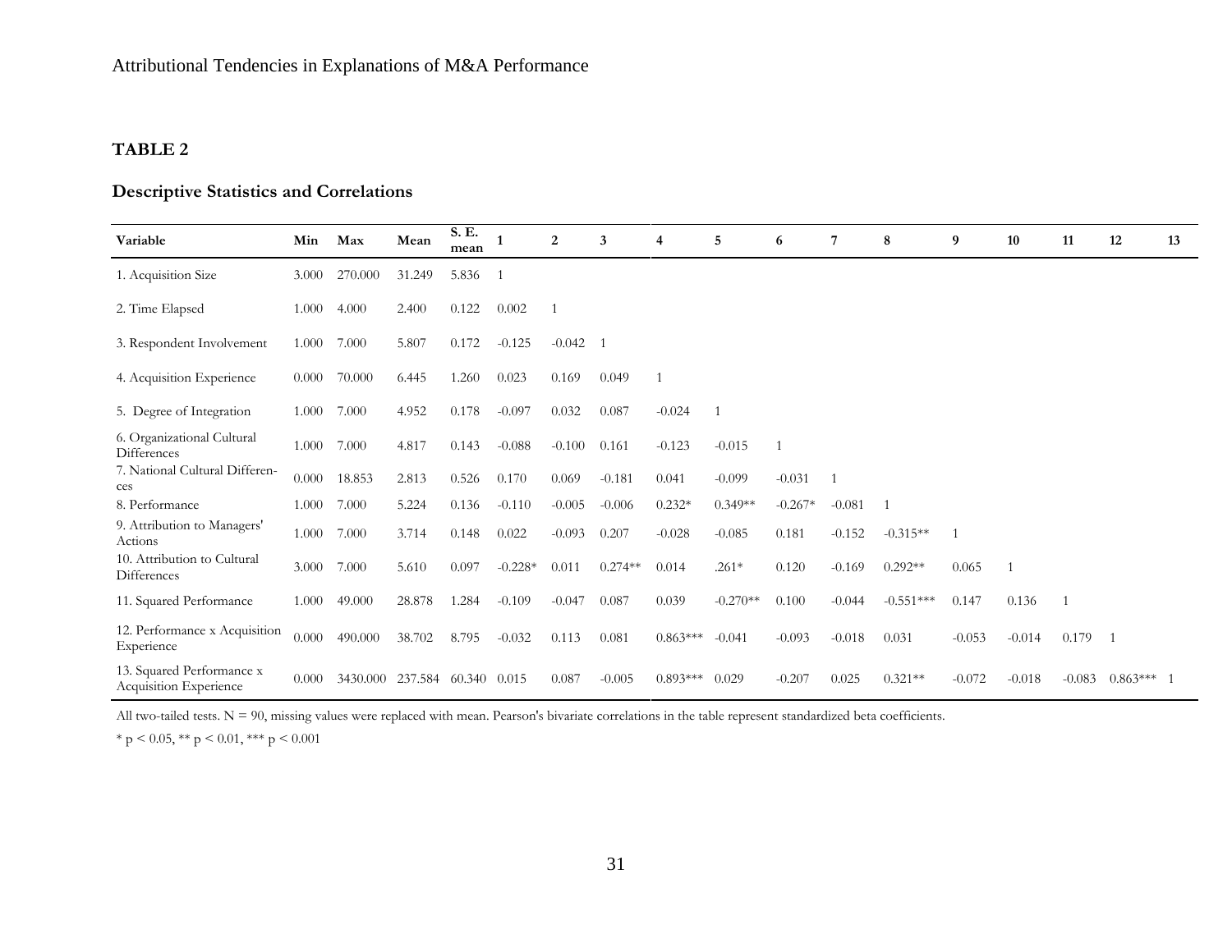## TABLE 2

### Descriptive Statistics and Correlations

| Variable | Min | Max | Mean | S. E. mean | 1 | 2 | 3 | 4 | 5 | 6 | 7 | 8 | 9 | 10 | 11 | 12 | 13 |
|---|---|---|---|---|---|---|---|---|---|---|---|---|---|---|---|---|---|
| 1. Acquisition Size | 3.000 | 270.000 | 31.249 | 5.836 | 1 | | | | | | | | | | | | |
| 2. Time Elapsed | 1.000 | 4.000 | 2.400 | 0.122 | 0.002 | 1 | | | | | | | | | | | |
| 3. Respondent Involvement | 1.000 | 7.000 | 5.807 | 0.172 | -0.125 | -0.042 | 1 | | | | | | | | | | |
| 4. Acquisition Experience | 0.000 | 70.000 | 6.445 | 1.260 | 0.023 | 0.169 | 0.049 | 1 | | | | | | | | | |
| 5. Degree of Integration | 1.000 | 7.000 | 4.952 | 0.178 | -0.097 | 0.032 | 0.087 | -0.024 | 1 | | | | | | | | |
| 6. Organizational Cultural Differences | 1.000 | 7.000 | 4.817 | 0.143 | -0.088 | -0.100 | 0.161 | -0.123 | -0.015 | 1 | | | | | | | |
| 7. National Cultural Differences | 0.000 | 18.853 | 2.813 | 0.526 | 0.170 | 0.069 | -0.181 | 0.041 | -0.099 | -0.031 | 1 | | | | | | |
| 8. Performance | 1.000 | 7.000 | 5.224 | 0.136 | -0.110 | -0.005 | -0.006 | 0.232* | 0.349** | -0.267* | -0.081 | 1 | | | | | |
| 9. Attribution to Managers' Actions | 1.000 | 7.000 | 3.714 | 0.148 | 0.022 | -0.093 | 0.207 | -0.028 | -0.085 | 0.181 | -0.152 | -0.315** | 1 | | | | |
| 10. Attribution to Cultural Differences | 3.000 | 7.000 | 5.610 | 0.097 | -0.228* | 0.011 | 0.274** | 0.014 | .261* | 0.120 | -0.169 | 0.292** | 0.065 | 1 | | | |
| 11. Squared Performance | 1.000 | 49.000 | 28.878 | 1.284 | -0.109 | -0.047 | 0.087 | 0.039 | -0.270** | 0.100 | -0.044 | -0.551*** | 0.147 | 0.136 | 1 | | |
| 12. Performance x Acquisition Experience | 0.000 | 490.000 | 38.702 | 8.795 | -0.032 | 0.113 | 0.081 | 0.863*** | -0.041 | -0.093 | -0.018 | 0.031 | -0.053 | -0.014 | 0.179 | 1 | |
| 13. Squared Performance x Acquisition Experience | 0.000 | 3430.000 | 237.584 | 60.340 | 0.015 | 0.087 | -0.005 | 0.893*** | 0.029 | -0.207 | 0.025 | 0.321** | -0.072 | -0.018 | -0.083 | 0.863*** | 1 |

All two-tailed tests. N = 90, missing values were replaced with mean. Pearson's bivariate correlations in the table represent standardized beta coefficients.

* $p < 0.05$, ** $p < 0.01$, *** $p < 0.001$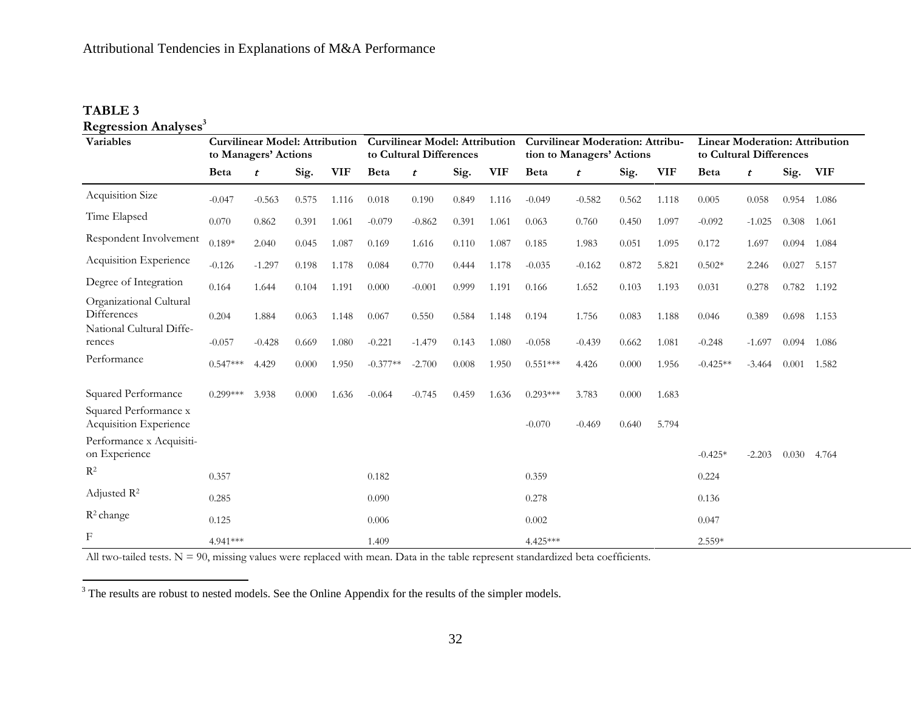**TABLE 3**

**Regression Analyses**[3]

| Variables | Curvilinear Model: Attribution to Managers' Actions | | | | Curvilinear Model: Attribution to Cultural Differences | | | | Curvilinear Moderation: Attribution to Managers' Actions | | | | Linear Moderation: Attribution to Cultural Differences | | | |
|---|---|---|---|---|---|---|---|---|---|---|---|---|---|---|---|---|
| | Beta | *t* | Sig. | VIF | Beta | *t* | Sig. | VIF | Beta | *t* | Sig. | VIF | Beta | *t* | Sig. | VIF |
| Acquisition Size | -0.047 | -0.563 | 0.575 | 1.116 | 0.018 | 0.190 | 0.849 | 1.116 | -0.049 | -0.582 | 0.562 | 1.118 | 0.005 | 0.058 | 0.954 | 1.086 |
| Time Elapsed | 0.070 | 0.862 | 0.391 | 1.061 | -0.079 | -0.862 | 0.391 | 1.061 | 0.063 | 0.760 | 0.450 | 1.097 | -0.092 | -1.025 | 0.308 | 1.061 |
| Respondent Involvement | 0.189* | 2.040 | 0.045 | 1.087 | 0.169 | 1.616 | 0.110 | 1.087 | 0.185 | 1.983 | 0.051 | 1.095 | 0.172 | 1.697 | 0.094 | 1.084 |
| Acquisition Experience | -0.126 | -1.297 | 0.198 | 1.178 | 0.084 | 0.770 | 0.444 | 1.178 | -0.035 | -0.162 | 0.872 | 5.821 | 0.502* | 2.246 | 0.027 | 5.157 |
| Degree of Integration | 0.164 | 1.644 | 0.104 | 1.191 | 0.000 | -0.001 | 0.999 | 1.191 | 0.166 | 1.652 | 0.103 | 1.193 | 0.031 | 0.278 | 0.782 | 1.192 |
| Organizational Cultural Differences | 0.204 | 1.884 | 0.063 | 1.148 | 0.067 | 0.550 | 0.584 | 1.148 | 0.194 | 1.756 | 0.083 | 1.188 | 0.046 | 0.389 | 0.698 | 1.153 |
| National Cultural Differences | -0.057 | -0.428 | 0.669 | 1.080 | -0.221 | -1.479 | 0.143 | 1.080 | -0.058 | -0.439 | 0.662 | 1.081 | -0.248 | -1.697 | 0.094 | 1.086 |
| Performance | 0.547*** | 4.429 | 0.000 | 1.950 | -0.377** | -2.700 | 0.008 | 1.950 | 0.551*** | 4.426 | 0.000 | 1.956 | -0.425** | -3.464 | 0.001 | 1.582 |
| Squared Performance | 0.299*** | 3.938 | 0.000 | 1.636 | -0.064 | -0.745 | 0.459 | 1.636 | 0.293*** | 3.783 | 0.000 | 1.683 | | | | |
| Squared Performance x Acquisition Experience | | | | | | | | | -0.070 | -0.469 | 0.640 | 5.794 | | | | |
| Performance x Acquisition Experience | | | | | | | | | | | | | -0.425* | -2.203 | 0.030 | 4.764 |
| $R^2$ | 0.357 | | | | 0.182 | | | | 0.359 | | | | 0.224 | | | |
| Adjusted $R^2$ | 0.285 | | | | 0.090 | | | | 0.278 | | | | 0.136 | | | |
| $R^2$ change | 0.125 | | | | 0.006 | | | | 0.002 | | | | 0.047 | | | |
| F | 4.941*** | | | | 1.409 | | | | 4.425*** | | | | 2.559* | | | |

All two-tailed tests. N = 90, missing values were replaced with mean. Data in the table represent standardized beta coefficients.

[3] The results are robust to nested models. See the Online Appendix for the results of the simpler models.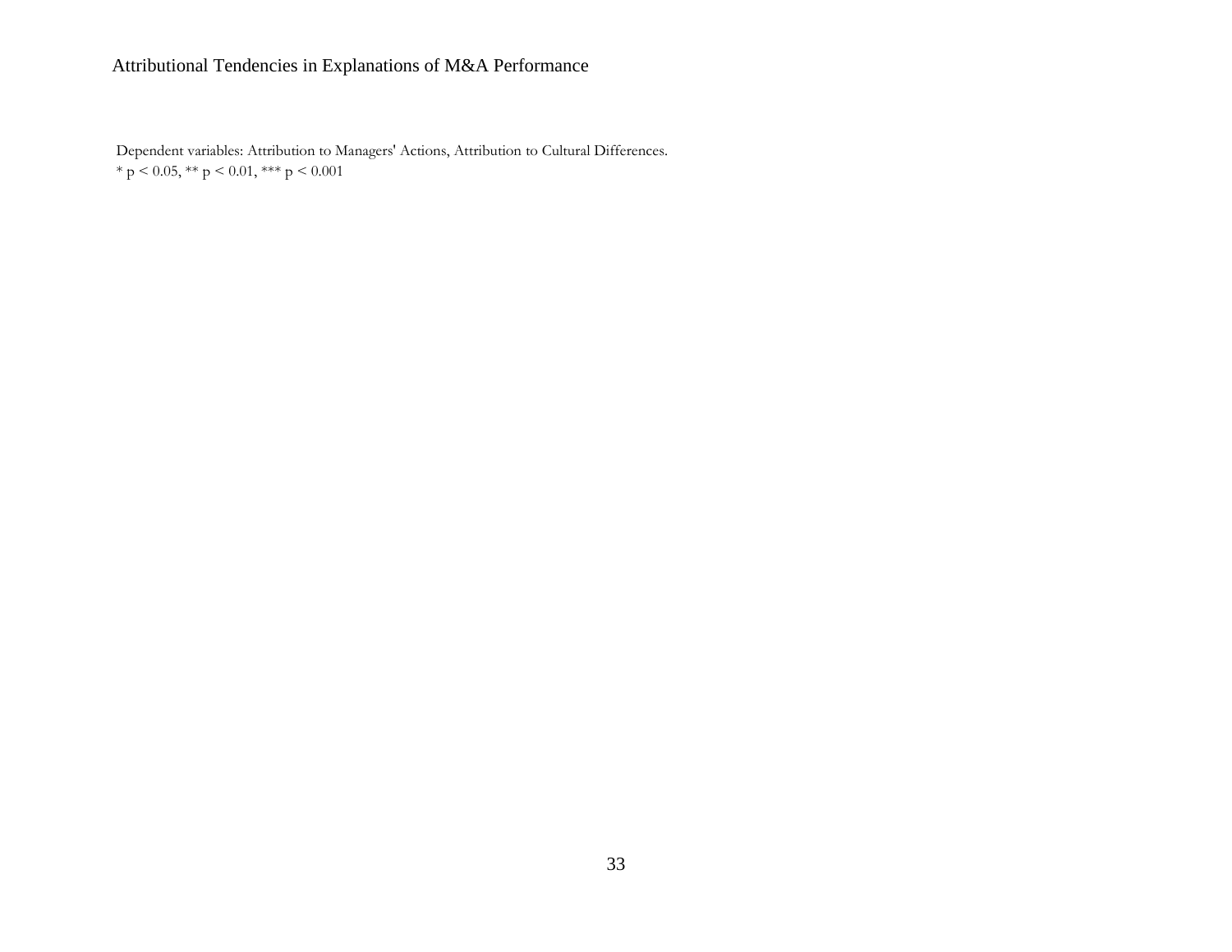Dependent variables: Attribution to Managers' Actions, Attribution to Cultural Differences.
* $p < 0.05$, ** $p < 0.01$, *** $p < 0.001$